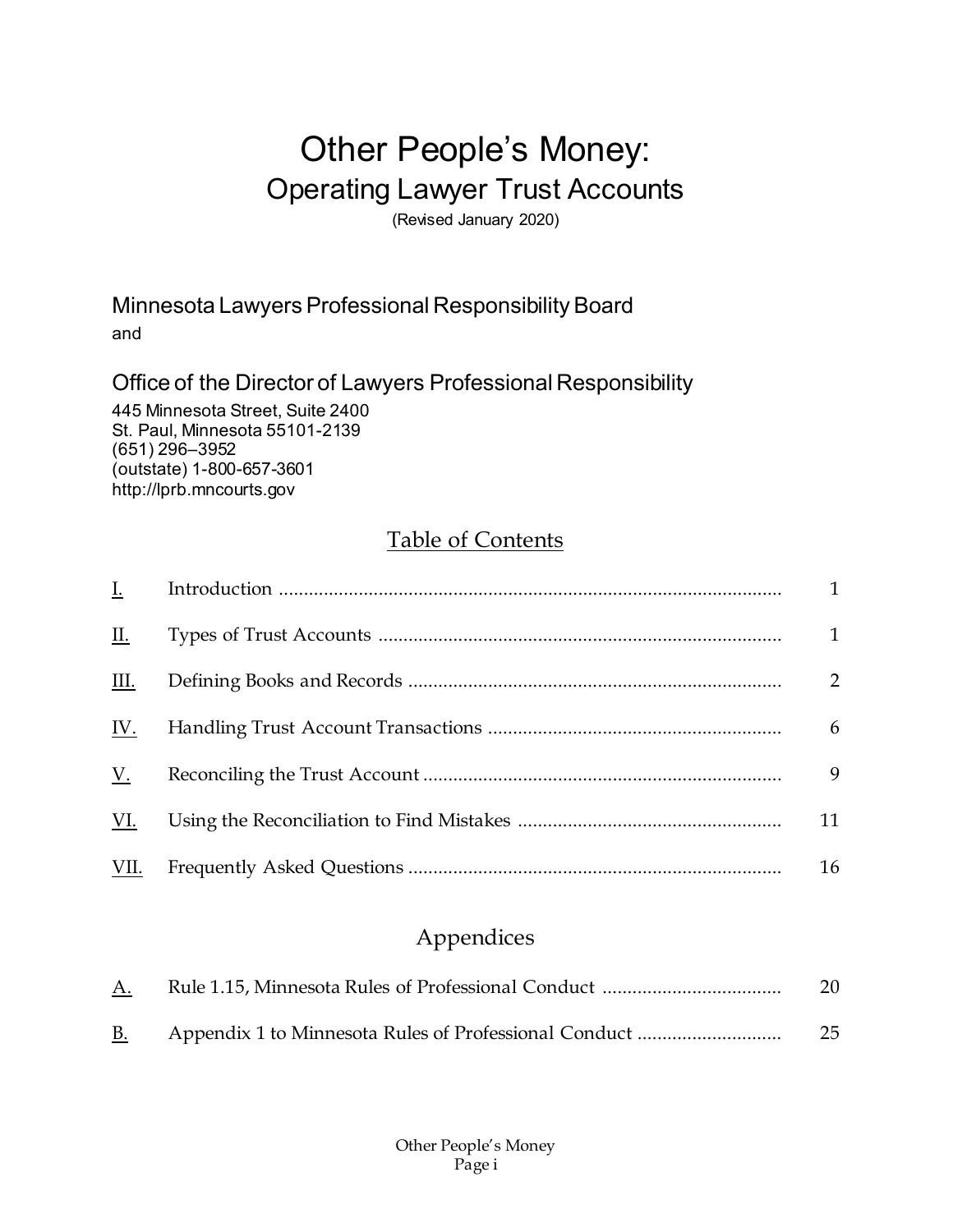# Other People's Money:

## Operating Lawyer Trust Accounts

(Revised January 2020)

Minnesota Lawyers Professional Responsibility Board
and

Office of the Director of Lawyers Professional Responsibility

445 Minnesota Street, Suite 2400
St. Paul, Minnesota 55101-2139
(651) 296–3952
(outstate) 1-800-657-3601
http://lprb.mncourts.gov

## Table of Contents

| | | |
|---|---|---|
| I. | Introduction | 1 |
| II. | Types of Trust Accounts | 1 |
| III. | Defining Books and Records | 2 |
| IV. | Handling Trust Account Transactions | 6 |
| V. | Reconciling the Trust Account | 9 |
| VI. | Using the Reconciliation to Find Mistakes | 11 |
| VII. | Frequently Asked Questions | 16 |

## Appendices

| | | |
|---|---|---|
| A. | Rule 1.15, Minnesota Rules of Professional Conduct | 20 |
| B. | Appendix 1 to Minnesota Rules of Professional Conduct | 25 |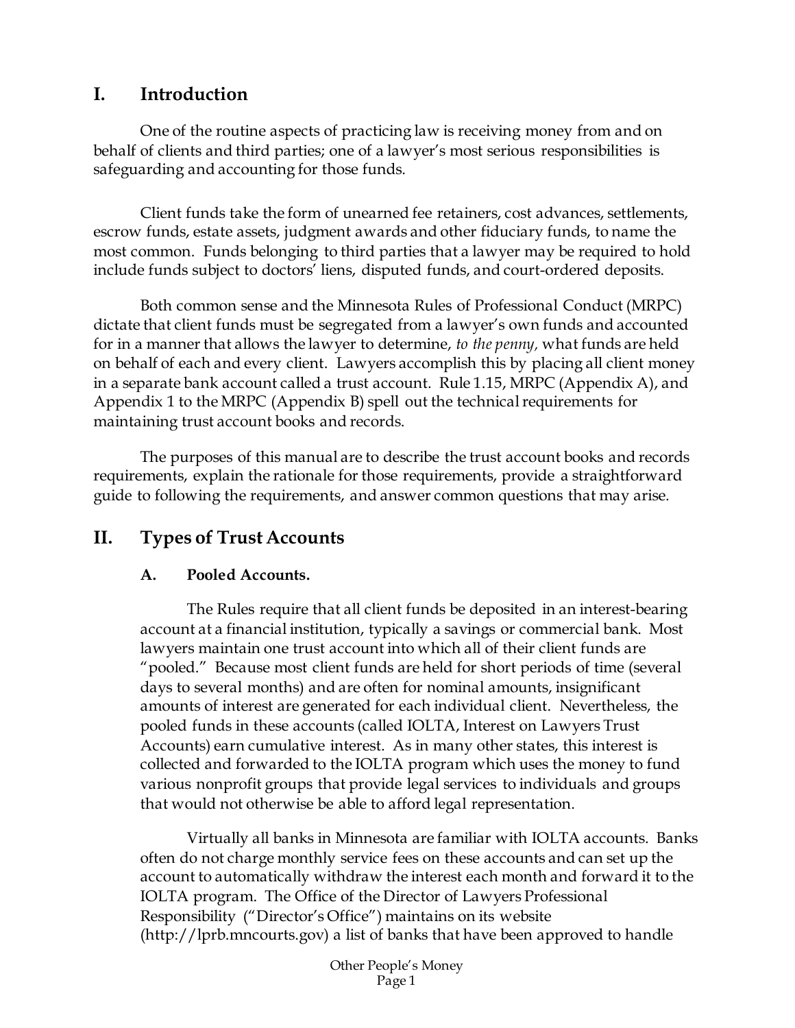## I. Introduction

One of the routine aspects of practicing law is receiving money from and on behalf of clients and third parties; one of a lawyer's most serious responsibilities is safeguarding and accounting for those funds.

Client funds take the form of unearned fee retainers, cost advances, settlements, escrow funds, estate assets, judgment awards and other fiduciary funds, to name the most common. Funds belonging to third parties that a lawyer may be required to hold include funds subject to doctors' liens, disputed funds, and court-ordered deposits.

Both common sense and the Minnesota Rules of Professional Conduct (MRPC) dictate that client funds must be segregated from a lawyer's own funds and accounted for in a manner that allows the lawyer to determine, *to the penny,* what funds are held on behalf of each and every client. Lawyers accomplish this by placing all client money in a separate bank account called a trust account. Rule 1.15, MRPC (Appendix A), and Appendix 1 to the MRPC (Appendix B) spell out the technical requirements for maintaining trust account books and records.

The purposes of this manual are to describe the trust account books and records requirements, explain the rationale for those requirements, provide a straightforward guide to following the requirements, and answer common questions that may arise.

## II. Types of Trust Accounts

### A. Pooled Accounts.

The Rules require that all client funds be deposited in an interest-bearing account at a financial institution, typically a savings or commercial bank. Most lawyers maintain one trust account into which all of their client funds are "pooled." Because most client funds are held for short periods of time (several days to several months) and are often for nominal amounts, insignificant amounts of interest are generated for each individual client. Nevertheless, the pooled funds in these accounts (called IOLTA, Interest on Lawyers Trust Accounts) earn cumulative interest. As in many other states, this interest is collected and forwarded to the IOLTA program which uses the money to fund various nonprofit groups that provide legal services to individuals and groups that would not otherwise be able to afford legal representation.

Virtually all banks in Minnesota are familiar with IOLTA accounts. Banks often do not charge monthly service fees on these accounts and can set up the account to automatically withdraw the interest each month and forward it to the IOLTA program. The Office of the Director of Lawyers Professional Responsibility ("Director's Office") maintains on its website (http://lprb.mncourts.gov) a list of banks that have been approved to handle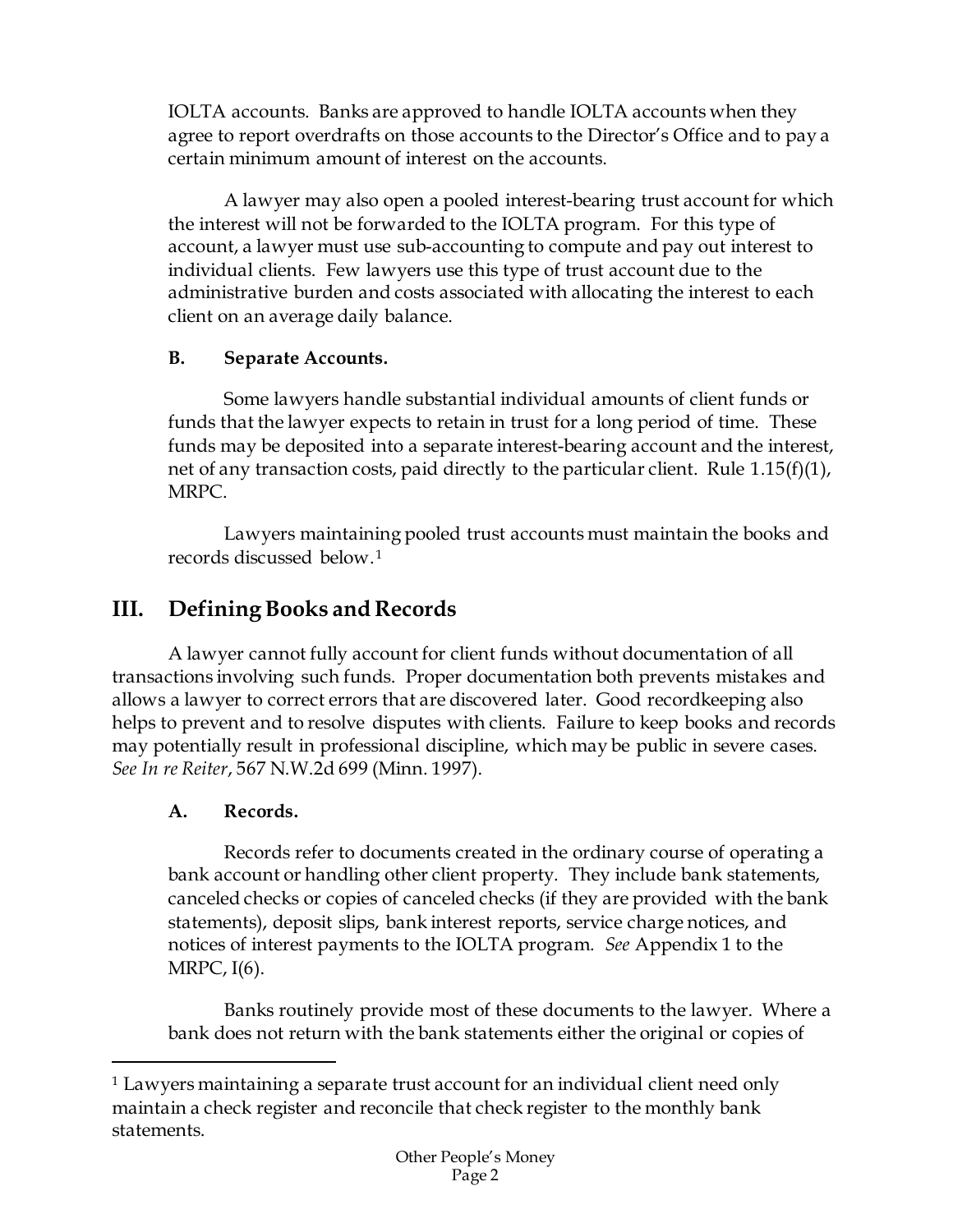IOLTA accounts. Banks are approved to handle IOLTA accounts when they agree to report overdrafts on those accounts to the Director's Office and to pay a certain minimum amount of interest on the accounts.

A lawyer may also open a pooled interest-bearing trust account for which the interest will not be forwarded to the IOLTA program. For this type of account, a lawyer must use sub-accounting to compute and pay out interest to individual clients. Few lawyers use this type of trust account due to the administrative burden and costs associated with allocating the interest to each client on an average daily balance.

### B. Separate Accounts.

Some lawyers handle substantial individual amounts of client funds or funds that the lawyer expects to retain in trust for a long period of time. These funds may be deposited into a separate interest-bearing account and the interest, net of any transaction costs, paid directly to the particular client. Rule 1.15(f)(1), MRPC.

Lawyers maintaining pooled trust accounts must maintain the books and records discussed below.[1]

## III. Defining Books and Records

A lawyer cannot fully account for client funds without documentation of all transactions involving such funds. Proper documentation both prevents mistakes and allows a lawyer to correct errors that are discovered later. Good recordkeeping also helps to prevent and to resolve disputes with clients. Failure to keep books and records may potentially result in professional discipline, which may be public in severe cases. *See In re Reiter*, 567 N.W.2d 699 (Minn. 1997).

### A. Records.

Records refer to documents created in the ordinary course of operating a bank account or handling other client property. They include bank statements, canceled checks or copies of canceled checks (if they are provided with the bank statements), deposit slips, bank interest reports, service charge notices, and notices of interest payments to the IOLTA program. *See* Appendix 1 to the MRPC, I(6).

Banks routinely provide most of these documents to the lawyer. Where a bank does not return with the bank statements either the original or copies of

---

[1] Lawyers maintaining a separate trust account for an individual client need only maintain a check register and reconcile that check register to the monthly bank statements.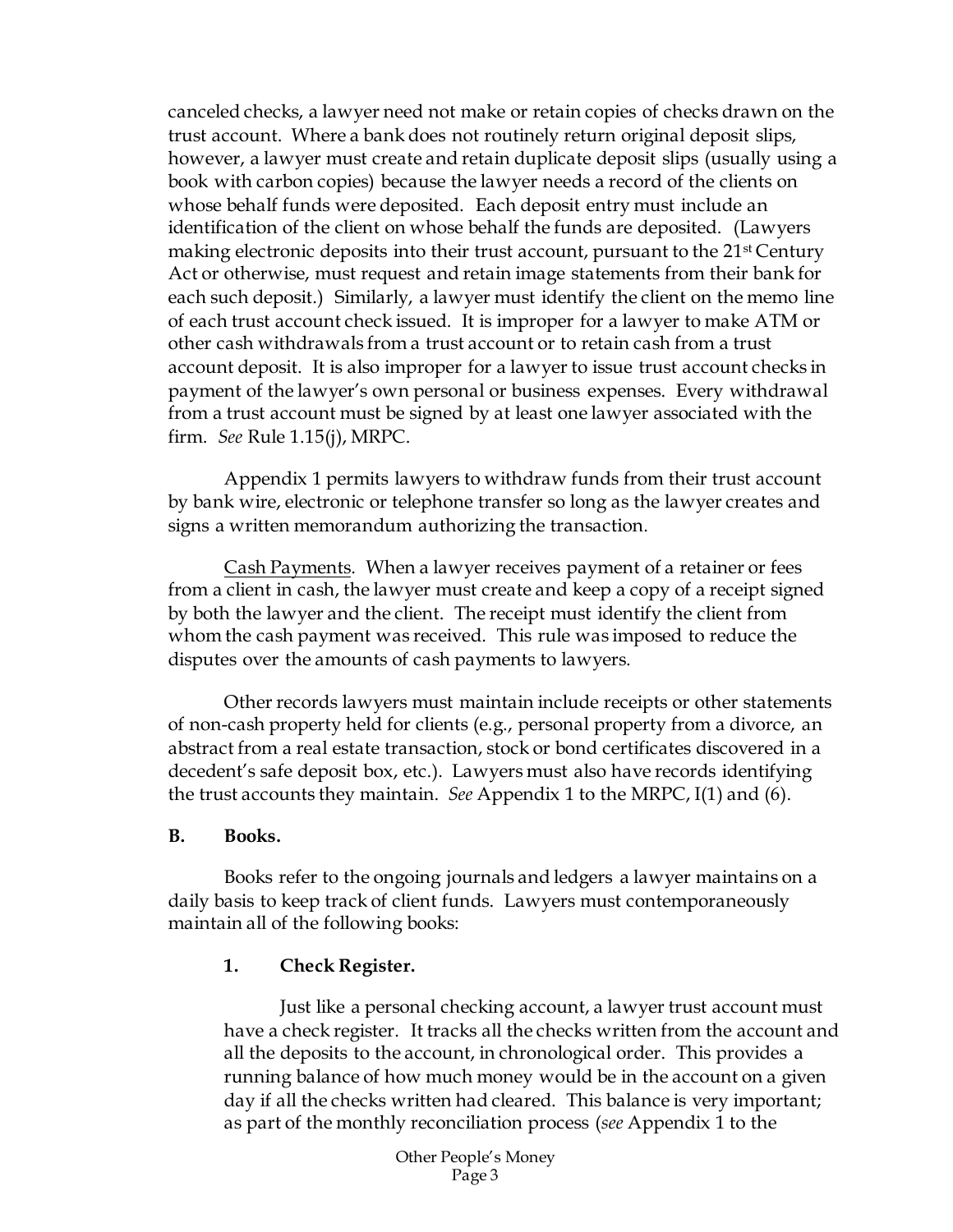canceled checks, a lawyer need not make or retain copies of checks drawn on the trust account. Where a bank does not routinely return original deposit slips, however, a lawyer must create and retain duplicate deposit slips (usually using a book with carbon copies) because the lawyer needs a record of the clients on whose behalf funds were deposited. Each deposit entry must include an identification of the client on whose behalf the funds are deposited. (Lawyers making electronic deposits into their trust account, pursuant to the 21st Century Act or otherwise, must request and retain image statements from their bank for each such deposit.) Similarly, a lawyer must identify the client on the memo line of each trust account check issued. It is improper for a lawyer to make ATM or other cash withdrawals from a trust account or to retain cash from a trust account deposit. It is also improper for a lawyer to issue trust account checks in payment of the lawyer's own personal or business expenses. Every withdrawal from a trust account must be signed by at least one lawyer associated with the firm. *See* Rule 1.15(j), MRPC.

Appendix 1 permits lawyers to withdraw funds from their trust account by bank wire, electronic or telephone transfer so long as the lawyer creates and signs a written memorandum authorizing the transaction.

Cash Payments. When a lawyer receives payment of a retainer or fees from a client in cash, the lawyer must create and keep a copy of a receipt signed by both the lawyer and the client. The receipt must identify the client from whom the cash payment was received. This rule was imposed to reduce the disputes over the amounts of cash payments to lawyers.

Other records lawyers must maintain include receipts or other statements of non-cash property held for clients (e.g., personal property from a divorce, an abstract from a real estate transaction, stock or bond certificates discovered in a decedent's safe deposit box, etc.). Lawyers must also have records identifying the trust accounts they maintain. *See* Appendix 1 to the MRPC, I(1) and (6).

### B. Books.

Books refer to the ongoing journals and ledgers a lawyer maintains on a daily basis to keep track of client funds. Lawyers must contemporaneously maintain all of the following books:

#### 1. Check Register.

Just like a personal checking account, a lawyer trust account must have a check register. It tracks all the checks written from the account and all the deposits to the account, in chronological order. This provides a running balance of how much money would be in the account on a given day if all the checks written had cleared. This balance is very important; as part of the monthly reconciliation process (*see* Appendix 1 to the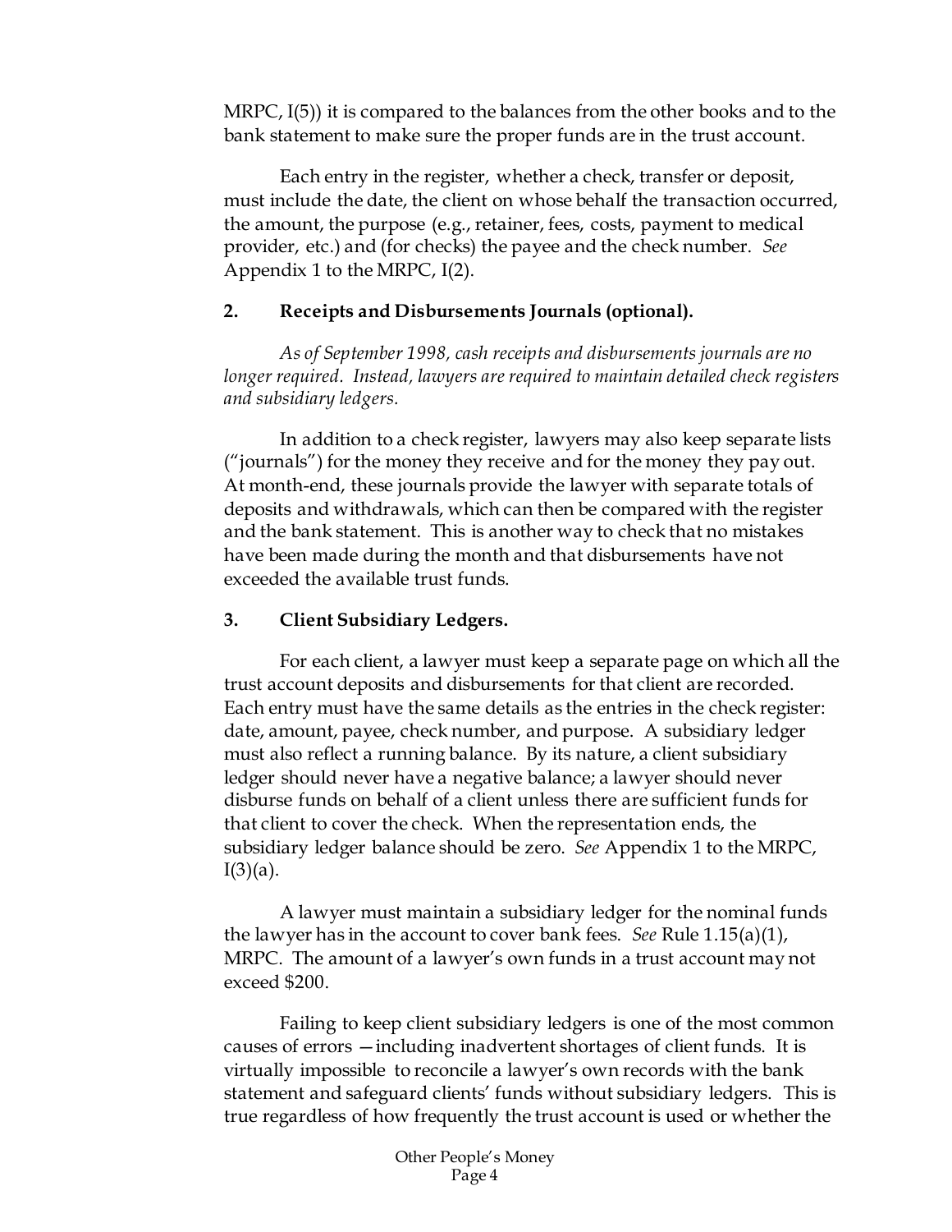MRPC, I(5)) it is compared to the balances from the other books and to the bank statement to make sure the proper funds are in the trust account.

Each entry in the register, whether a check, transfer or deposit, must include the date, the client on whose behalf the transaction occurred, the amount, the purpose (e.g., retainer, fees, costs, payment to medical provider, etc.) and (for checks) the payee and the check number. *See* Appendix 1 to the MRPC, I(2).

### 2. Receipts and Disbursements Journals (optional).

*As of September 1998, cash receipts and disbursements journals are no longer required. Instead, lawyers are required to maintain detailed check registers and subsidiary ledgers.*

In addition to a check register, lawyers may also keep separate lists ("journals") for the money they receive and for the money they pay out. At month-end, these journals provide the lawyer with separate totals of deposits and withdrawals, which can then be compared with the register and the bank statement. This is another way to check that no mistakes have been made during the month and that disbursements have not exceeded the available trust funds.

### 3. Client Subsidiary Ledgers.

For each client, a lawyer must keep a separate page on which all the trust account deposits and disbursements for that client are recorded. Each entry must have the same details as the entries in the check register: date, amount, payee, check number, and purpose. A subsidiary ledger must also reflect a running balance. By its nature, a client subsidiary ledger should never have a negative balance; a lawyer should never disburse funds on behalf of a client unless there are sufficient funds for that client to cover the check. When the representation ends, the subsidiary ledger balance should be zero. *See* Appendix 1 to the MRPC, I(3)(a).

A lawyer must maintain a subsidiary ledger for the nominal funds the lawyer has in the account to cover bank fees. *See* Rule 1.15(a)(1), MRPC. The amount of a lawyer's own funds in a trust account may not exceed $200.

Failing to keep client subsidiary ledgers is one of the most common causes of errors —including inadvertent shortages of client funds. It is virtually impossible to reconcile a lawyer's own records with the bank statement and safeguard clients' funds without subsidiary ledgers. This is true regardless of how frequently the trust account is used or whether the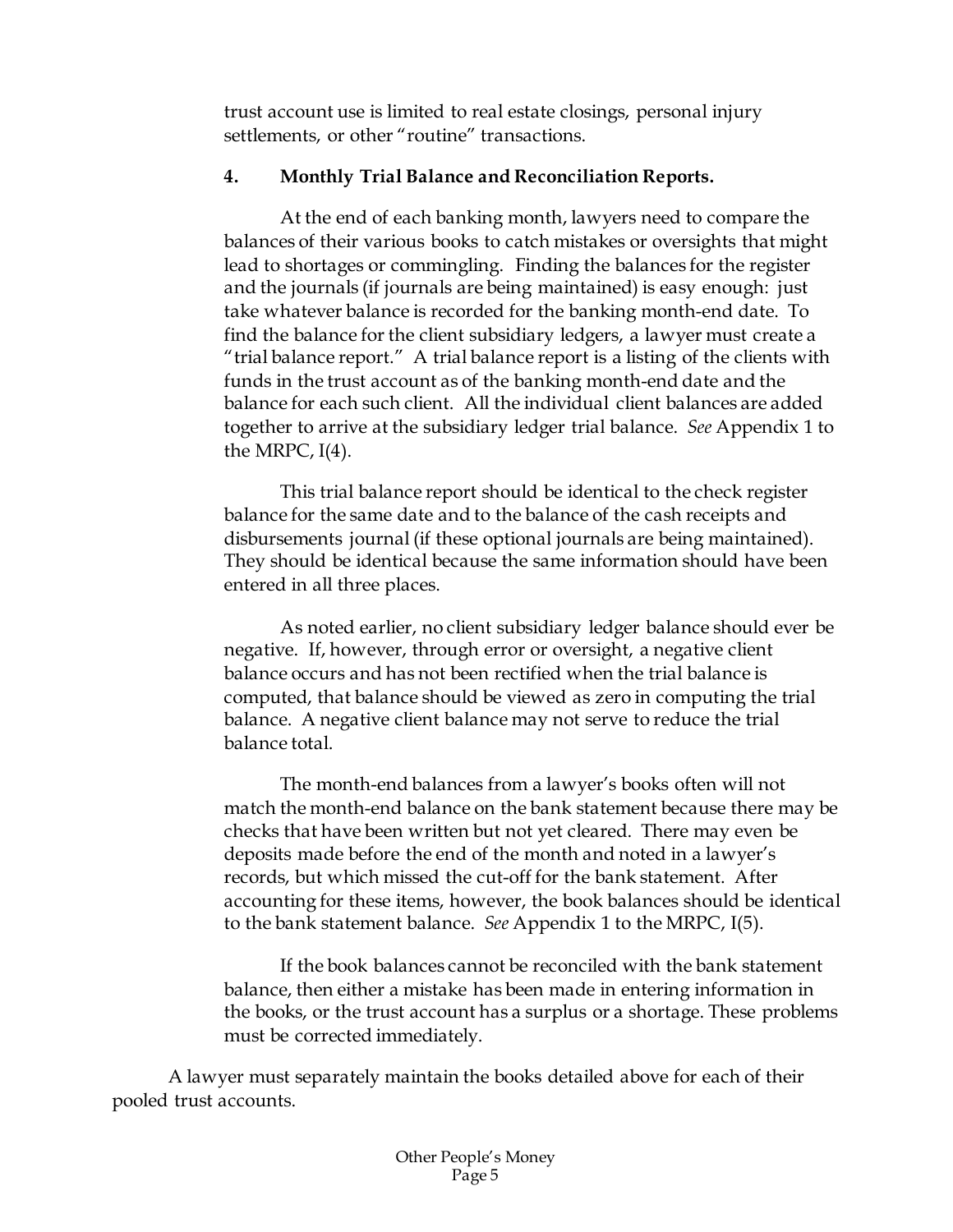trust account use is limited to real estate closings, personal injury settlements, or other "routine" transactions.

### 4. Monthly Trial Balance and Reconciliation Reports.

At the end of each banking month, lawyers need to compare the balances of their various books to catch mistakes or oversights that might lead to shortages or commingling. Finding the balances for the register and the journals (if journals are being maintained) is easy enough: just take whatever balance is recorded for the banking month-end date. To find the balance for the client subsidiary ledgers, a lawyer must create a "trial balance report." A trial balance report is a listing of the clients with funds in the trust account as of the banking month-end date and the balance for each such client. All the individual client balances are added together to arrive at the subsidiary ledger trial balance. *See* Appendix 1 to the MRPC, I(4).

This trial balance report should be identical to the check register balance for the same date and to the balance of the cash receipts and disbursements journal (if these optional journals are being maintained). They should be identical because the same information should have been entered in all three places.

As noted earlier, no client subsidiary ledger balance should ever be negative. If, however, through error or oversight, a negative client balance occurs and has not been rectified when the trial balance is computed, that balance should be viewed as zero in computing the trial balance. A negative client balance may not serve to reduce the trial balance total.

The month-end balances from a lawyer's books often will not match the month-end balance on the bank statement because there may be checks that have been written but not yet cleared. There may even be deposits made before the end of the month and noted in a lawyer's records, but which missed the cut-off for the bank statement. After accounting for these items, however, the book balances should be identical to the bank statement balance. *See* Appendix 1 to the MRPC, I(5).

If the book balances cannot be reconciled with the bank statement balance, then either a mistake has been made in entering information in the books, or the trust account has a surplus or a shortage. These problems must be corrected immediately.

A lawyer must separately maintain the books detailed above for each of their pooled trust accounts.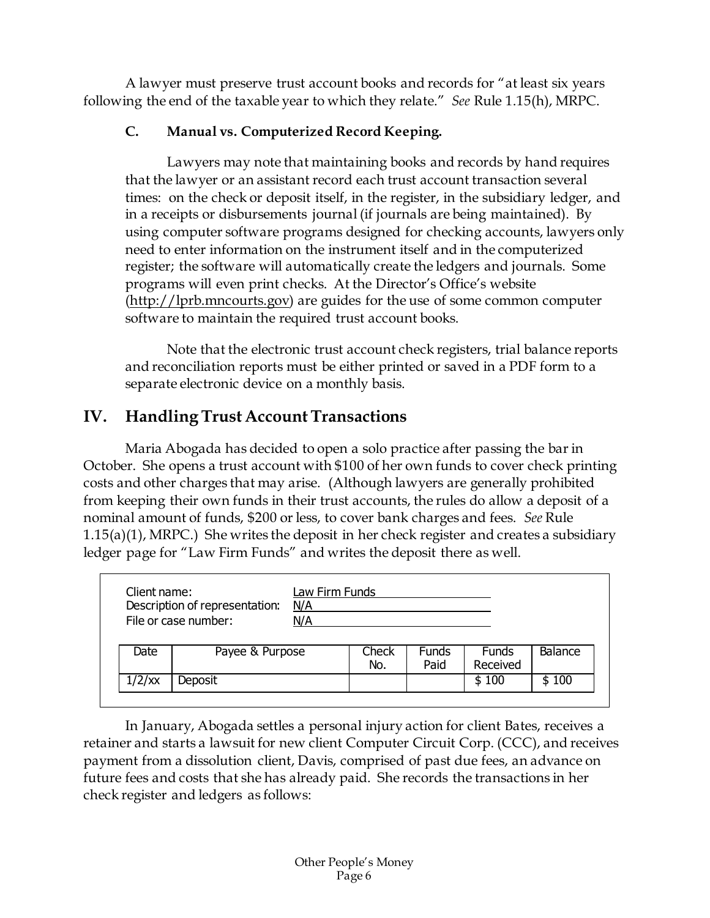A lawyer must preserve trust account books and records for "at least six years following the end of the taxable year to which they relate." *See* Rule 1.15(h), MRPC.

### C. Manual vs. Computerized Record Keeping.

Lawyers may note that maintaining books and records by hand requires that the lawyer or an assistant record each trust account transaction several times: on the check or deposit itself, in the register, in the subsidiary ledger, and in a receipts or disbursements journal (if journals are being maintained). By using computer software programs designed for checking accounts, lawyers only need to enter information on the instrument itself and in the computerized register; the software will automatically create the ledgers and journals. Some programs will even print checks. At the Director's Office's website (http://lprb.mncourts.gov) are guides for the use of some common computer software to maintain the required trust account books.

Note that the electronic trust account check registers, trial balance reports and reconciliation reports must be either printed or saved in a PDF form to a separate electronic device on a monthly basis.

## IV. Handling Trust Account Transactions

Maria Abogada has decided to open a solo practice after passing the bar in October. She opens a trust account with $100 of her own funds to cover check printing costs and other charges that may arise. (Although lawyers are generally prohibited from keeping their own funds in their trust accounts, the rules do allow a deposit of a nominal amount of funds, $200 or less, to cover bank charges and fees. *See* Rule 1.15(a)(1), MRPC.) She writes the deposit in her check register and creates a subsidiary ledger page for "Law Firm Funds" and writes the deposit there as well.

Client name: Law Firm Funds
Description of representation: N/A
File or case number: N/A

| Date | Payee & Purpose | Check No. | Funds Paid | Funds Received | Balance |
|---|---|---|---|---|---|
| 1/2/xx | Deposit | | | $ 100 | $ 100 |

In January, Abogada settles a personal injury action for client Bates, receives a retainer and starts a lawsuit for new client Computer Circuit Corp. (CCC), and receives payment from a dissolution client, Davis, comprised of past due fees, an advance on future fees and costs that she has already paid. She records the transactions in her check register and ledgers as follows: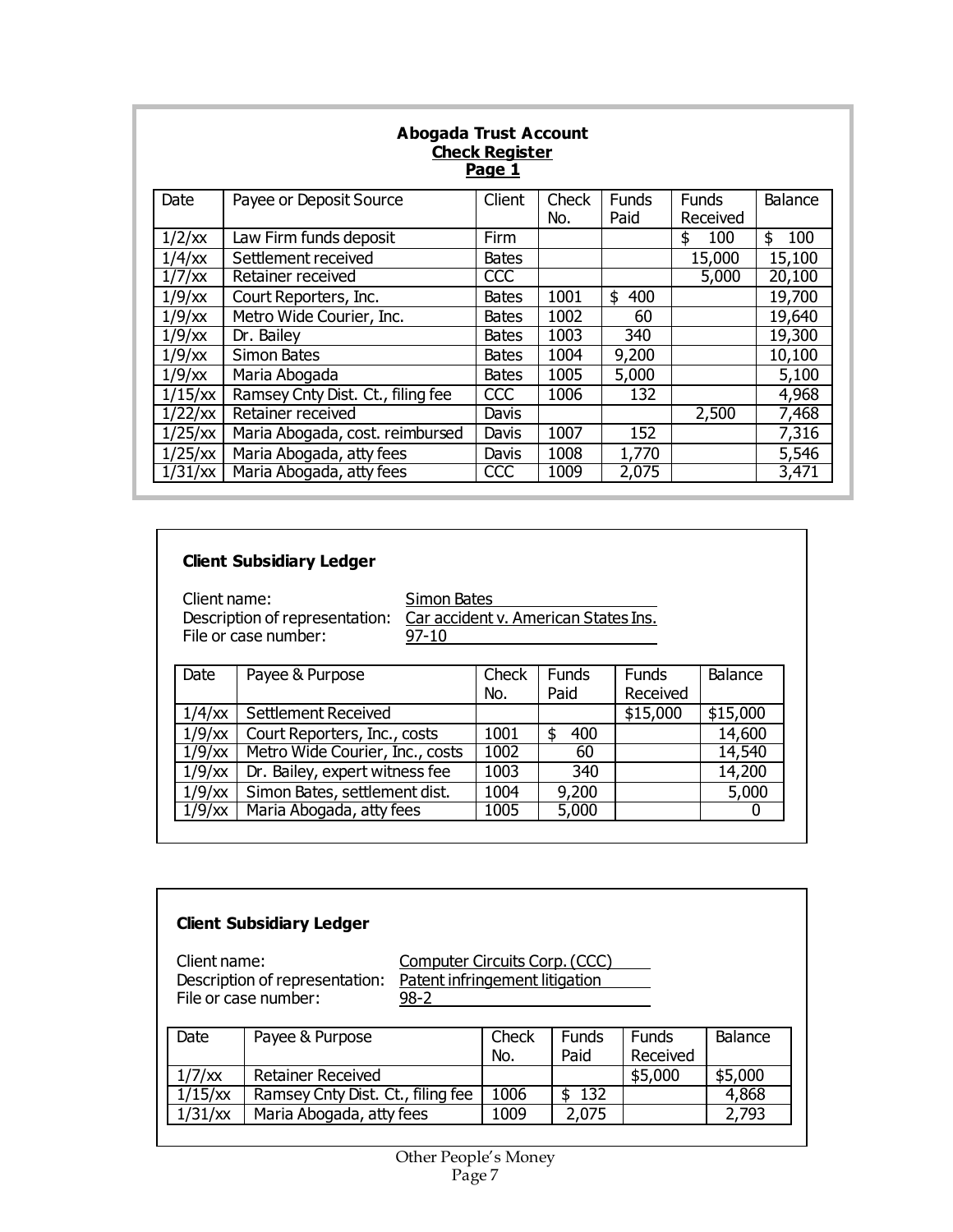**Abogada Trust Account**
**Check Register**
**Page 1**

| Date | Payee or Deposit Source | Client | Check No. | Funds Paid | Funds Received | Balance |
|---|---|---|---|---|---|---|
| 1/2/xx | Law Firm funds deposit | Firm | | | $ 100 | $ 100 |
| 1/4/xx | Settlement received | Bates | | | 15,000 | 15,100 |
| 1/7/xx | Retainer received | CCC | | | 5,000 | 20,100 |
| 1/9/xx | Court Reporters, Inc. | Bates | 1001 | $ 400 | | 19,700 |
| 1/9/xx | Metro Wide Courier, Inc. | Bates | 1002 | 60 | | 19,640 |
| 1/9/xx | Dr. Bailey | Bates | 1003 | 340 | | 19,300 |
| 1/9/xx | Simon Bates | Bates | 1004 | 9,200 | | 10,100 |
| 1/9/xx | Maria Abogada | Bates | 1005 | 5,000 | | 5,100 |
| 1/15/xx | Ramsey Cnty Dist. Ct., filing fee | CCC | 1006 | 132 | | 4,968 |
| 1/22/xx | Retainer received | Davis | | | 2,500 | 7,468 |
| 1/25/xx | Maria Abogada, cost. reimbursed | Davis | 1007 | 152 | | 7,316 |
| 1/25/xx | Maria Abogada, atty fees | Davis | 1008 | 1,770 | | 5,546 |
| 1/31/xx | Maria Abogada, atty fees | CCC | 1009 | 2,075 | | 3,471 |

**Client Subsidiary Ledger**

Client name: Simon Bates
Description of representation: Car accident v. American States Ins.
File or case number: 97-10

| Date | Payee & Purpose | Check No. | Funds Paid | Funds Received | Balance |
|---|---|---|---|---|---|
| 1/4/xx | Settlement Received | | | $15,000 | $15,000 |
| 1/9/xx | Court Reporters, Inc., costs | 1001 | $ 400 | | 14,600 |
| 1/9/xx | Metro Wide Courier, Inc., costs | 1002 | 60 | | 14,540 |
| 1/9/xx | Dr. Bailey, expert witness fee | 1003 | 340 | | 14,200 |
| 1/9/xx | Simon Bates, settlement dist. | 1004 | 9,200 | | 5,000 |
| 1/9/xx | Maria Abogada, atty fees | 1005 | 5,000 | | 0 |

**Client Subsidiary Ledger**

Client name: Computer Circuits Corp. (CCC)
Description of representation: Patent infringement litigation
File or case number: 98-2

| Date | Payee & Purpose | Check No. | Funds Paid | Funds Received | Balance |
|---|---|---|---|---|---|
| 1/7/xx | Retainer Received | | | $5,000 | $5,000 |
| 1/15/xx | Ramsey Cnty Dist. Ct., filing fee | 1006 | $ 132 | | 4,868 |
| 1/31/xx | Maria Abogada, atty fees | 1009 | 2,075 | | 2,793 |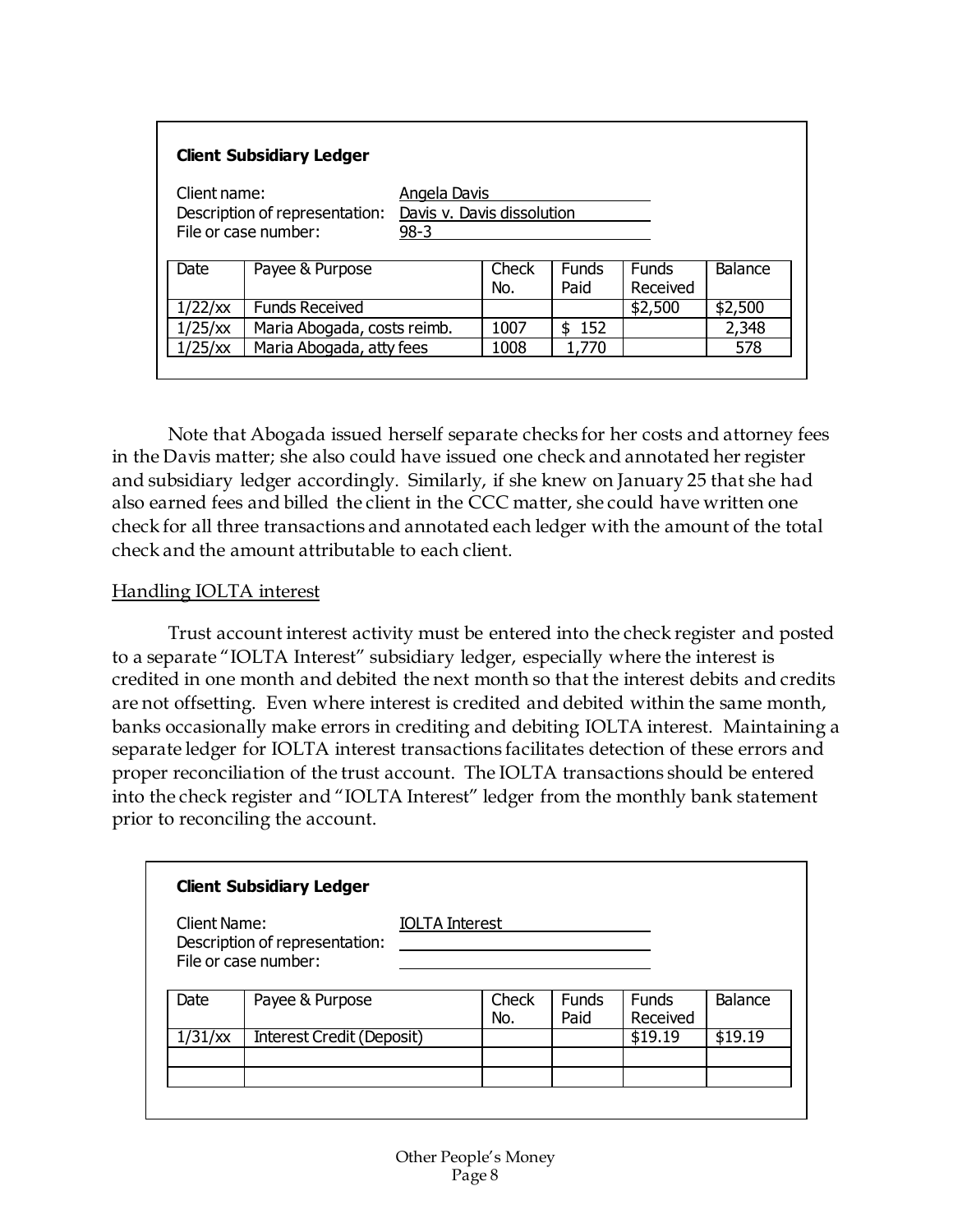**Client Subsidiary Ledger**

Client name: Angela Davis
Description of representation: Davis v. Davis dissolution
File or case number: 98-3

| Date | Payee & Purpose | Check No. | Funds Paid | Funds Received | Balance |
|---|---|---|---|---|---|
| 1/22/xx | Funds Received | | | $2,500 | $2,500 |
| 1/25/xx | Maria Abogada, costs reimb. | 1007 | $ 152 | | 2,348 |
| 1/25/xx | Maria Abogada, atty fees | 1008 | 1,770 | | 578 |

Note that Abogada issued herself separate checks for her costs and attorney fees in the Davis matter; she also could have issued one check and annotated her register and subsidiary ledger accordingly. Similarly, if she knew on January 25 that she had also earned fees and billed the client in the CCC matter, she could have written one check for all three transactions and annotated each ledger with the amount of the total check and the amount attributable to each client.

Handling IOLTA interest

Trust account interest activity must be entered into the check register and posted to a separate "IOLTA Interest" subsidiary ledger, especially where the interest is credited in one month and debited the next month so that the interest debits and credits are not offsetting. Even where interest is credited and debited within the same month, banks occasionally make errors in crediting and debiting IOLTA interest. Maintaining a separate ledger for IOLTA interest transactions facilitates detection of these errors and proper reconciliation of the trust account. The IOLTA transactions should be entered into the check register and "IOLTA Interest" ledger from the monthly bank statement prior to reconciling the account.

**Client Subsidiary Ledger**

Client Name: IOLTA Interest
Description of representation:
File or case number:

| Date | Payee & Purpose | Check No. | Funds Paid | Funds Received | Balance |
|---|---|---|---|---|---|
| 1/31/xx | Interest Credit (Deposit) | | | $19.19 | $19.19 |
| | | | | | |
| | | | | | |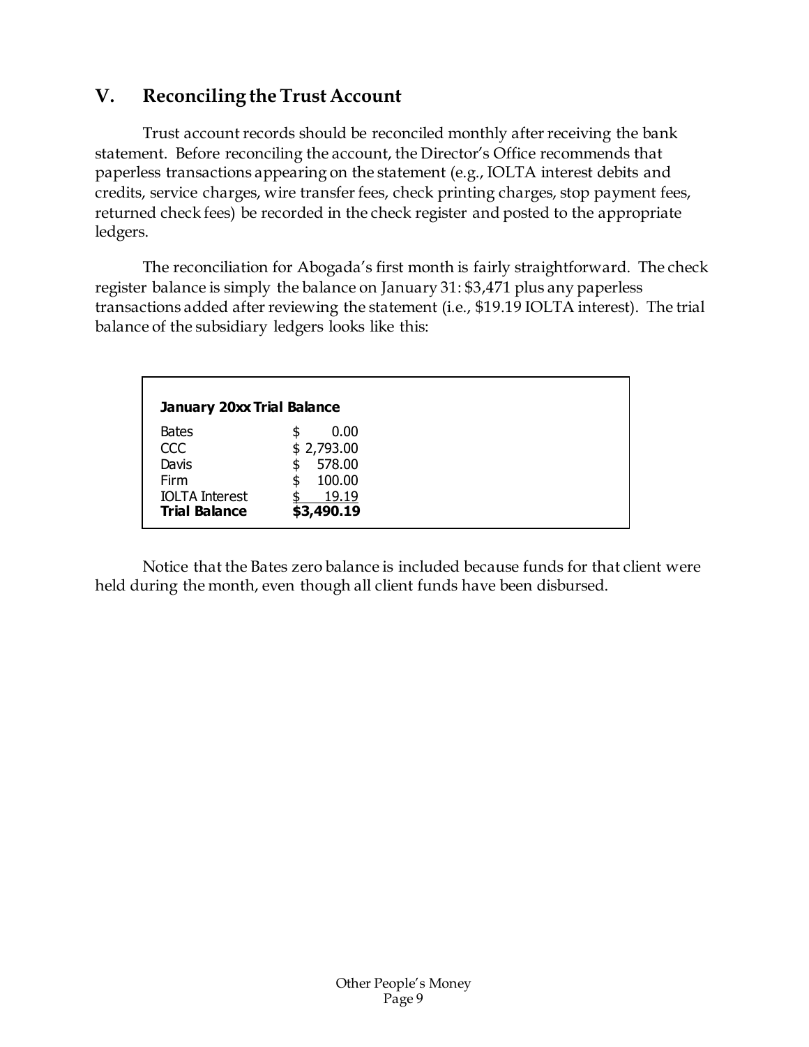## V. Reconciling the Trust Account

Trust account records should be reconciled monthly after receiving the bank statement. Before reconciling the account, the Director's Office recommends that paperless transactions appearing on the statement (e.g., IOLTA interest debits and credits, service charges, wire transfer fees, check printing charges, stop payment fees, returned check fees) be recorded in the check register and posted to the appropriate ledgers.

The reconciliation for Abogada's first month is fairly straightforward. The check register balance is simply the balance on January 31: $3,471 plus any paperless transactions added after reviewing the statement (i.e., $19.19 IOLTA interest). The trial balance of the subsidiary ledgers looks like this:

| **January 20xx Trial Balance** | |
|---|---|
| Bates | $ 0.00 |
| CCC | $ 2,793.00 |
| Davis | $ 578.00 |
| Firm | $ 100.00 |
| IOLTA Interest | $ 19.19 |
| **Trial Balance** | **$3,490.19** |

Notice that the Bates zero balance is included because funds for that client were held during the month, even though all client funds have been disbursed.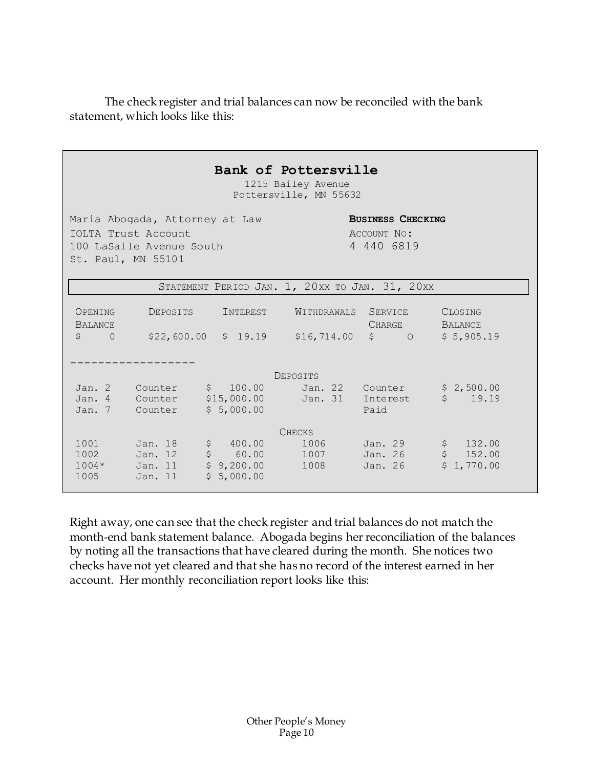The check register and trial balances can now be reconciled with the bank statement, which looks like this:

**Bank of Pottersville**
1215 Bailey Avenue
Pottersville, MN 55632

Maria Abogada, Attorney at Law
IOLTA Trust Account
100 LaSalle Avenue South
St. Paul, MN 55101

**BUSINESS CHECKING**
ACCOUNT NO:
4 440 6819

STATEMENT PERIOD JAN. 1, 20XX TO JAN. 31, 20XX

| OPENING BALANCE | DEPOSITS | INTEREST | WITHDRAWALS | SERVICE CHARGE | CLOSING BALANCE |
|---|---|---|---|---|---|
| $ 0 | $22,600.00 | $ 19.19 | $16,714.00 | $ O | $ 5,905.19 |

------------------

DEPOSITS

| | | | | | |
|---|---|---|---|---|---|
| Jan. 2 | Counter | $ 100.00 | Jan. 22 | Counter | $ 2,500.00 |
| Jan. 4 | Counter | $15,000.00 | Jan. 31 | Interest Paid | $ 19.19 |
| Jan. 7 | Counter | $ 5,000.00 | | | |

CHECKS

| | | | | | |
|---|---|---|---|---|---|
| 1001 | Jan. 18 | $ 400.00 | 1006 | Jan. 29 | $ 132.00 |
| 1002 | Jan. 12 | $ 60.00 | 1007 | Jan. 26 | $ 152.00 |
| 1004* | Jan. 11 | $ 9,200.00 | 1008 | Jan. 26 | $ 1,770.00 |
| 1005 | Jan. 11 | $ 5,000.00 | | | |

Right away, one can see that the check register and trial balances do not match the month-end bank statement balance. Abogada begins her reconciliation of the balances by noting all the transactions that have cleared during the month. She notices two checks have not yet cleared and that she has no record of the interest earned in her account. Her monthly reconciliation report looks like this: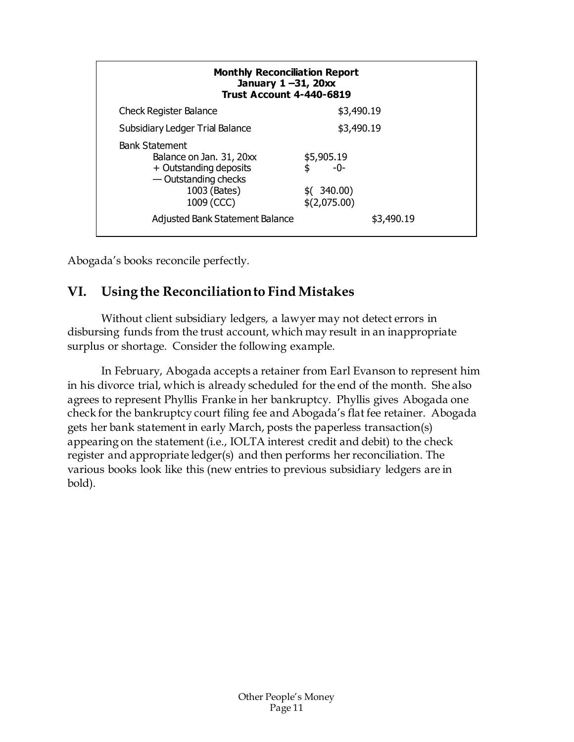| Monthly Reconciliation Report<br>January 1 –31, 20xx<br>Trust Account 4-440-6819 | | |
|---|---|---|
| Check Register Balance | $3,490.19 | |
| Subsidiary Ledger Trial Balance | $3,490.19 | |
| Bank Statement | | |
| Balance on Jan. 31, 20xx | $5,905.19 | |
| + Outstanding deposits | $ -0- | |
| — Outstanding checks | | |
| 1003 (Bates) | $( 340.00) | |
| 1009 (CCC) | $(2,075.00) | |
| Adjusted Bank Statement Balance | | $3,490.19 |

Abogada's books reconcile perfectly.

## VI. Using the Reconciliation to Find Mistakes

Without client subsidiary ledgers, a lawyer may not detect errors in disbursing funds from the trust account, which may result in an inappropriate surplus or shortage. Consider the following example.

In February, Abogada accepts a retainer from Earl Evanson to represent him in his divorce trial, which is already scheduled for the end of the month. She also agrees to represent Phyllis Franke in her bankruptcy. Phyllis gives Abogada one check for the bankruptcy court filing fee and Abogada's flat fee retainer. Abogada gets her bank statement in early March, posts the paperless transaction(s) appearing on the statement (i.e., IOLTA interest credit and debit) to the check register and appropriate ledger(s) and then performs her reconciliation. The various books look like this (new entries to previous subsidiary ledgers are in bold).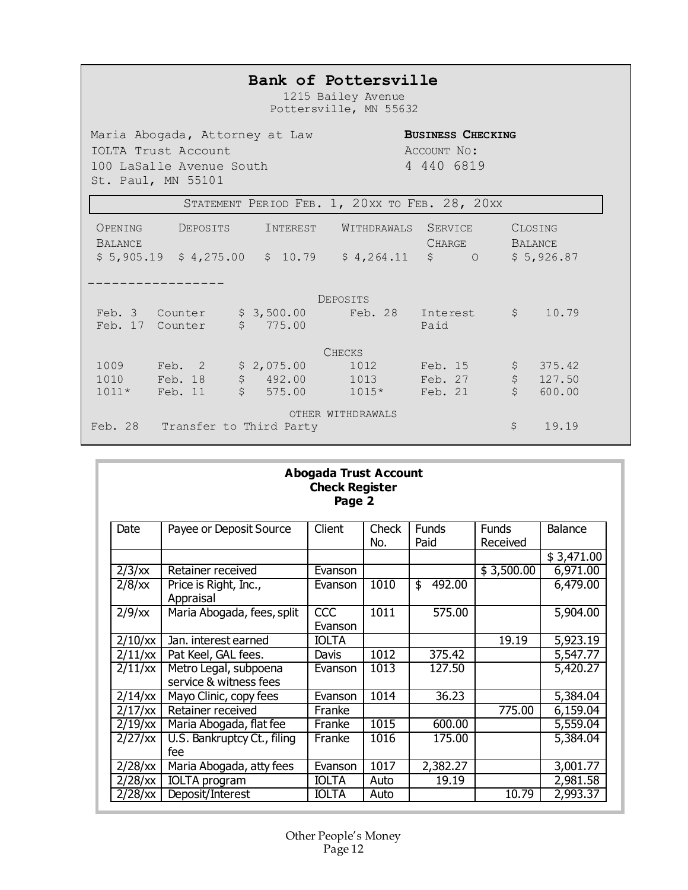## Bank of Pottersville

1215 Bailey Avenue
Pottersville, MN 55632

Maria Abogada, Attorney at Law
IOLTA Trust Account
100 LaSalle Avenue South
St. Paul, MN 55101

**Business Checking**
Account No:
4 440 6819

STATEMENT PERIOD FEB. 1, 20XX TO FEB. 28, 20XX

| Opening Balance | Deposits | Interest | Withdrawals | Service Charge | Closing Balance |
|---|---|---|---|---|---|
| $ 5,905.19 | $ 4,275.00 | $ 10.79 | $ 4,264.11 | $ 0 | $ 5,926.87 |

-----------------

DEPOSITS

| | | | | | |
|---|---|---|---|---|---|
| Feb. 3 | Counter | $ 3,500.00 | Feb. 28 | Interest Paid | $ 10.79 |
| Feb. 17 | Counter | $ 775.00 | | | |

CHECKS

| | | | | | |
|---|---|---|---|---|---|
| 1009 | Feb. 2 | $ 2,075.00 | 1012 | Feb. 15 | $ 375.42 |
| 1010 | Feb. 18 | $ 492.00 | 1013 | Feb. 27 | $ 127.50 |
| 1011* | Feb. 11 | $ 575.00 | 1015* | Feb. 21 | $ 600.00 |

OTHER WITHDRAWALS

| | | |
|---|---|---|
| Feb. 28 | Transfer to Third Party | $ 19.19 |

**Abogada Trust Account**
**Check Register**
**Page 2**

| Date | Payee or Deposit Source | Client | Check No. | Funds Paid | Funds Received | Balance |
|---|---|---|---|---|---|---|
| | | | | | | $ 3,471.00 |
| 2/3/xx | Retainer received | Evanson | | | $ 3,500.00 | 6,971.00 |
| 2/8/xx | Price is Right, Inc., Appraisal | Evanson | 1010 | $ 492.00 | | 6,479.00 |
| 2/9/xx | Maria Abogada, fees, split | CCC Evanson | 1011 | 575.00 | | 5,904.00 |
| 2/10/xx | Jan. interest earned | IOLTA | | | 19.19 | 5,923.19 |
| 2/11/xx | Pat Keel, GAL fees. | Davis | 1012 | 375.42 | | 5,547.77 |
| 2/11/xx | Metro Legal, subpoena service & witness fees | Evanson | 1013 | 127.50 | | 5,420.27 |
| 2/14/xx | Mayo Clinic, copy fees | Evanson | 1014 | 36.23 | | 5,384.04 |
| 2/17/xx | Retainer received | Franke | | | 775.00 | 6,159.04 |
| 2/19/xx | Maria Abogada, flat fee | Franke | 1015 | 600.00 | | 5,559.04 |
| 2/27/xx | U.S. Bankruptcy Ct., filing fee | Franke | 1016 | 175.00 | | 5,384.04 |
| 2/28/xx | Maria Abogada, atty fees | Evanson | 1017 | 2,382.27 | | 3,001.77 |
| 2/28/xx | IOLTA program | IOLTA | Auto | 19.19 | | 2,981.58 |
| 2/28/xx | Deposit/Interest | IOLTA | Auto | | 10.79 | 2,993.37 |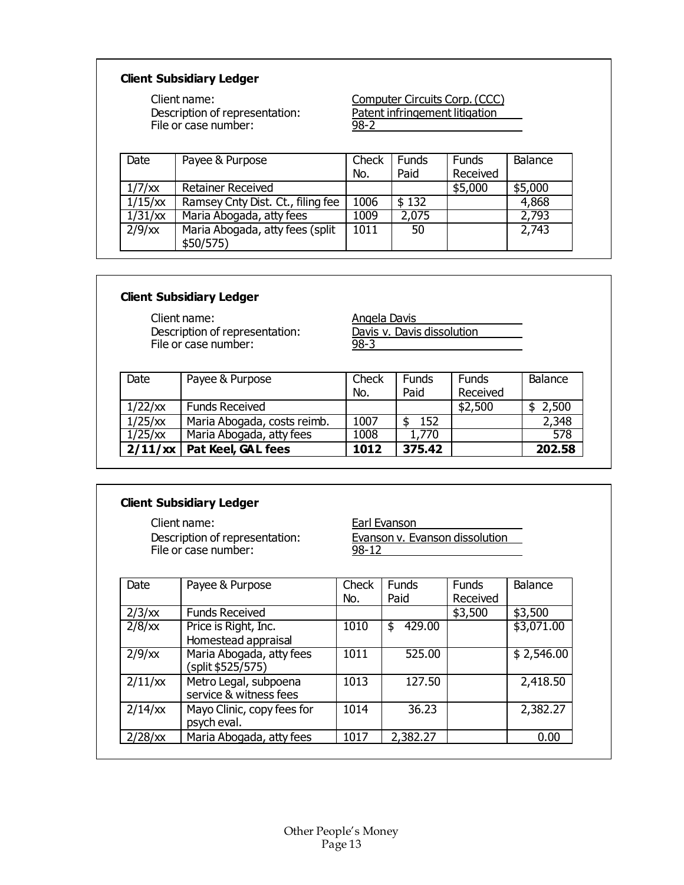### Client Subsidiary Ledger

Client name: Computer Circuits Corp. (CCC)
Description of representation: Patent infringement litigation
File or case number: 98-2

| Date | Payee & Purpose | Check No. | Funds Paid | Funds Received | Balance |
|---|---|---|---|---|---|
| 1/7/xx | Retainer Received | | | $5,000 | $5,000 |
| 1/15/xx | Ramsey Cnty Dist. Ct., filing fee | 1006 | $ 132 | | 4,868 |
| 1/31/xx | Maria Abogada, atty fees | 1009 | 2,075 | | 2,793 |
| 2/9/xx | Maria Abogada, atty fees (split $50/575) | 1011 | 50 | | 2,743 |

### Client Subsidiary Ledger

Client name: Angela Davis
Description of representation: Davis v. Davis dissolution
File or case number: 98-3

| Date | Payee & Purpose | Check No. | Funds Paid | Funds Received | Balance |
|---|---|---|---|---|---|
| 1/22/xx | Funds Received | | | $2,500 | $ 2,500 |
| 1/25/xx | Maria Abogada, costs reimb. | 1007 | $ 152 | | 2,348 |
| 1/25/xx | Maria Abogada, atty fees | 1008 | 1,770 | | 578 |
| **2/11/xx** | **Pat Keel, GAL fees** | **1012** | **375.42** | | **202.58** |

### Client Subsidiary Ledger

Client name: Earl Evanson
Description of representation: Evanson v. Evanson dissolution
File or case number: 98-12

| Date | Payee & Purpose | Check No. | Funds Paid | Funds Received | Balance |
|---|---|---|---|---|---|
| 2/3/xx | Funds Received | | | $3,500 | $3,500 |
| 2/8/xx | Price is Right, Inc. Homestead appraisal | 1010 | $ 429.00 | | $3,071.00 |
| 2/9/xx | Maria Abogada, atty fees (split $525/575) | 1011 | 525.00 | | $ 2,546.00 |
| 2/11/xx | Metro Legal, subpoena service & witness fees | 1013 | 127.50 | | 2,418.50 |
| 2/14/xx | Mayo Clinic, copy fees for psych eval. | 1014 | 36.23 | | 2,382.27 |
| 2/28/xx | Maria Abogada, atty fees | 1017 | 2,382.27 | | 0.00 |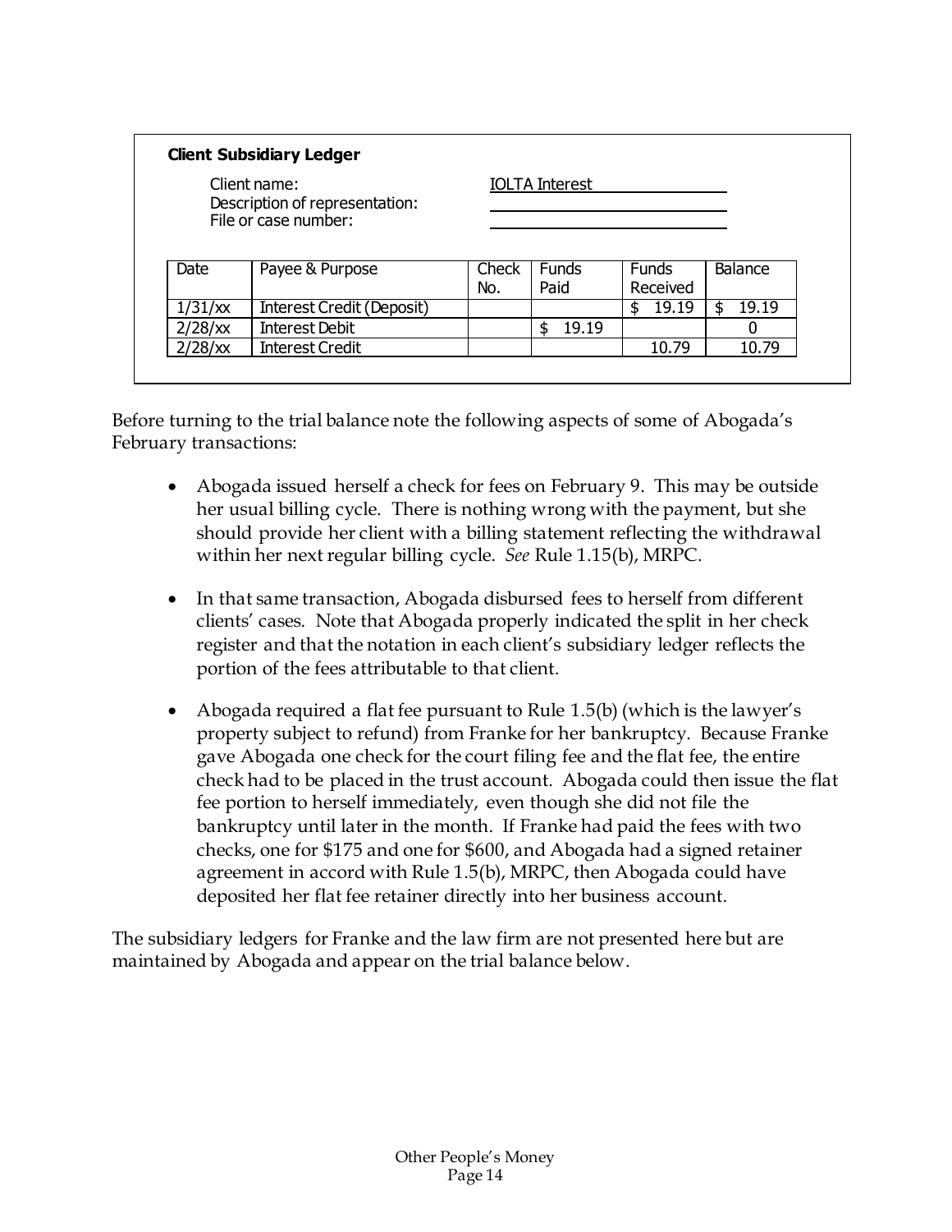**Client Subsidiary Ledger**

Client name: IOLTA Interest
Description of representation:
File or case number:

| Date | Payee & Purpose | Check No. | Funds Paid | Funds Received | Balance |
|---|---|---|---|---|---|
| 1/31/xx | Interest Credit (Deposit) | | | $ 19.19 | $ 19.19 |
| 2/28/xx | Interest Debit | | $ 19.19 | | 0 |
| 2/28/xx | Interest Credit | | | 10.79 | 10.79 |

Before turning to the trial balance note the following aspects of some of Abogada's February transactions:

- Abogada issued herself a check for fees on February 9. This may be outside her usual billing cycle. There is nothing wrong with the payment, but she should provide her client with a billing statement reflecting the withdrawal within her next regular billing cycle. *See* Rule 1.15(b), MRPC.

- In that same transaction, Abogada disbursed fees to herself from different clients' cases. Note that Abogada properly indicated the split in her check register and that the notation in each client's subsidiary ledger reflects the portion of the fees attributable to that client.

- Abogada required a flat fee pursuant to Rule 1.5(b) (which is the lawyer's property subject to refund) from Franke for her bankruptcy. Because Franke gave Abogada one check for the court filing fee and the flat fee, the entire check had to be placed in the trust account. Abogada could then issue the flat fee portion to herself immediately, even though she did not file the bankruptcy until later in the month. If Franke had paid the fees with two checks, one for $175 and one for $600, and Abogada had a signed retainer agreement in accord with Rule 1.5(b), MRPC, then Abogada could have deposited her flat fee retainer directly into her business account.

The subsidiary ledgers for Franke and the law firm are not presented here but are maintained by Abogada and appear on the trial balance below.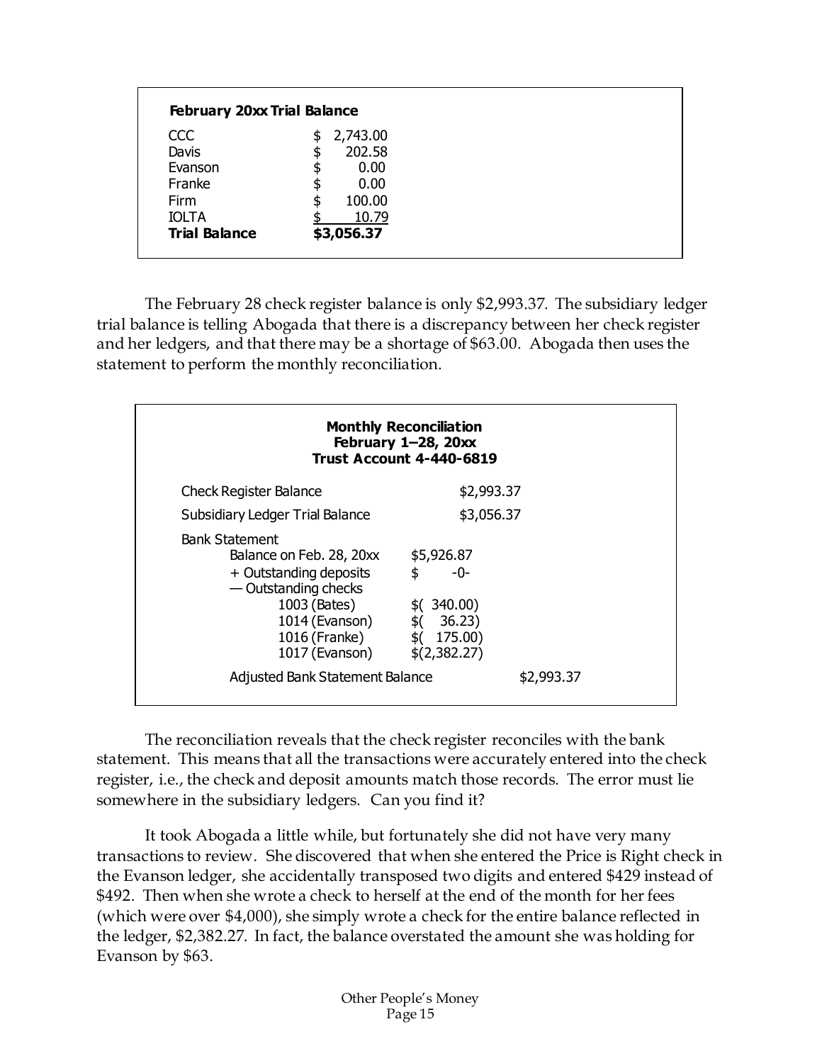**February 20xx Trial Balance**

| | |
|---|---|
| CCC | $ 2,743.00 |
| Davis | $ 202.58 |
| Evanson | $ 0.00 |
| Franke | $ 0.00 |
| Firm | $ 100.00 |
| IOLTA | $ 10.79 |
| **Trial Balance** | **$3,056.37** |

The February 28 check register balance is only $2,993.37. The subsidiary ledger trial balance is telling Abogada that there is a discrepancy between her check register and her ledgers, and that there may be a shortage of $63.00. Abogada then uses the statement to perform the monthly reconciliation.

**Monthly Reconciliation**
**February 1–28, 20xx**
**Trust Account 4-440-6819**

| | | |
|---|---|---|
| Check Register Balance | | $2,993.37 |
| Subsidiary Ledger Trial Balance | | $3,056.37 |
| Bank Statement | | |
| Balance on Feb. 28, 20xx | $5,926.87 | |
| + Outstanding deposits | $ -0- | |
| — Outstanding checks | | |
| 1003 (Bates) | $( 340.00) | |
| 1014 (Evanson) | $( 36.23) | |
| 1016 (Franke) | $( 175.00) | |
| 1017 (Evanson) | $(2,382.27) | |
| Adjusted Bank Statement Balance | | $2,993.37 |

The reconciliation reveals that the check register reconciles with the bank statement. This means that all the transactions were accurately entered into the check register, i.e., the check and deposit amounts match those records. The error must lie somewhere in the subsidiary ledgers. Can you find it?

It took Abogada a little while, but fortunately she did not have very many transactions to review. She discovered that when she entered the Price is Right check in the Evanson ledger, she accidentally transposed two digits and entered $429 instead of $492. Then when she wrote a check to herself at the end of the month for her fees (which were over $4,000), she simply wrote a check for the entire balance reflected in the ledger, $2,382.27. In fact, the balance overstated the amount she was holding for Evanson by $63.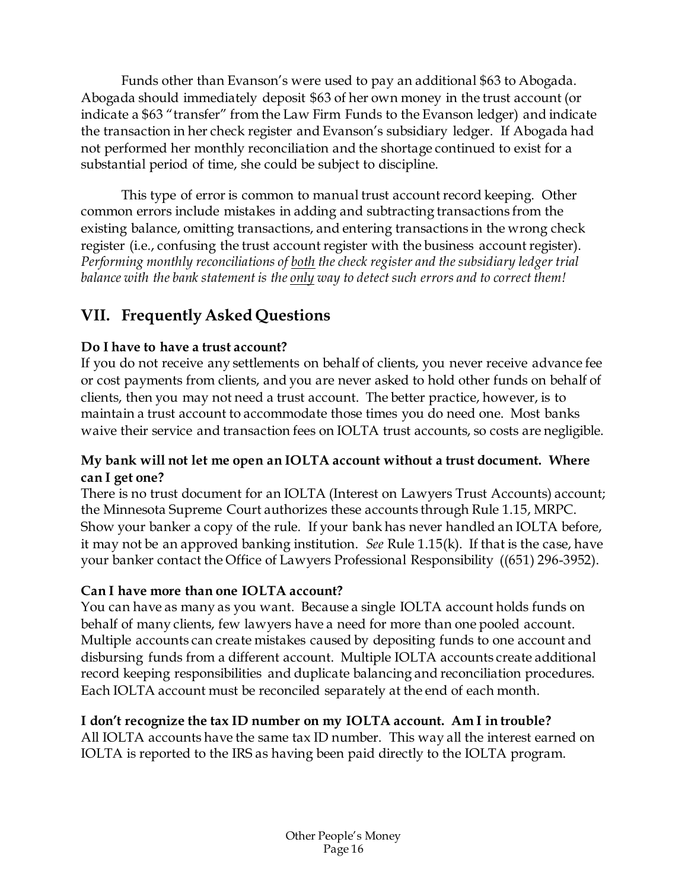Funds other than Evanson's were used to pay an additional $63 to Abogada. Abogada should immediately deposit $63 of her own money in the trust account (or indicate a $63 "transfer" from the Law Firm Funds to the Evanson ledger) and indicate the transaction in her check register and Evanson's subsidiary ledger. If Abogada had not performed her monthly reconciliation and the shortage continued to exist for a substantial period of time, she could be subject to discipline.

This type of error is common to manual trust account record keeping. Other common errors include mistakes in adding and subtracting transactions from the existing balance, omitting transactions, and entering transactions in the wrong check register (i.e., confusing the trust account register with the business account register). *Performing monthly reconciliations of both the check register and the subsidiary ledger trial balance with the bank statement is the only way to detect such errors and to correct them!*

## VII. Frequently Asked Questions

**Do I have to have a trust account?**
If you do not receive any settlements on behalf of clients, you never receive advance fee or cost payments from clients, and you are never asked to hold other funds on behalf of clients, then you may not need a trust account. The better practice, however, is to maintain a trust account to accommodate those times you do need one. Most banks waive their service and transaction fees on IOLTA trust accounts, so costs are negligible.

**My bank will not let me open an IOLTA account without a trust document. Where can I get one?**
There is no trust document for an IOLTA (Interest on Lawyers Trust Accounts) account; the Minnesota Supreme Court authorizes these accounts through Rule 1.15, MRPC. Show your banker a copy of the rule. If your bank has never handled an IOLTA before, it may not be an approved banking institution. *See* Rule 1.15(k). If that is the case, have your banker contact the Office of Lawyers Professional Responsibility ((651) 296-3952).

**Can I have more than one IOLTA account?**
You can have as many as you want. Because a single IOLTA account holds funds on behalf of many clients, few lawyers have a need for more than one pooled account. Multiple accounts can create mistakes caused by depositing funds to one account and disbursing funds from a different account. Multiple IOLTA accounts create additional record keeping responsibilities and duplicate balancing and reconciliation procedures. Each IOLTA account must be reconciled separately at the end of each month.

**I don't recognize the tax ID number on my IOLTA account. Am I in trouble?**
All IOLTA accounts have the same tax ID number. This way all the interest earned on IOLTA is reported to the IRS as having been paid directly to the IOLTA program.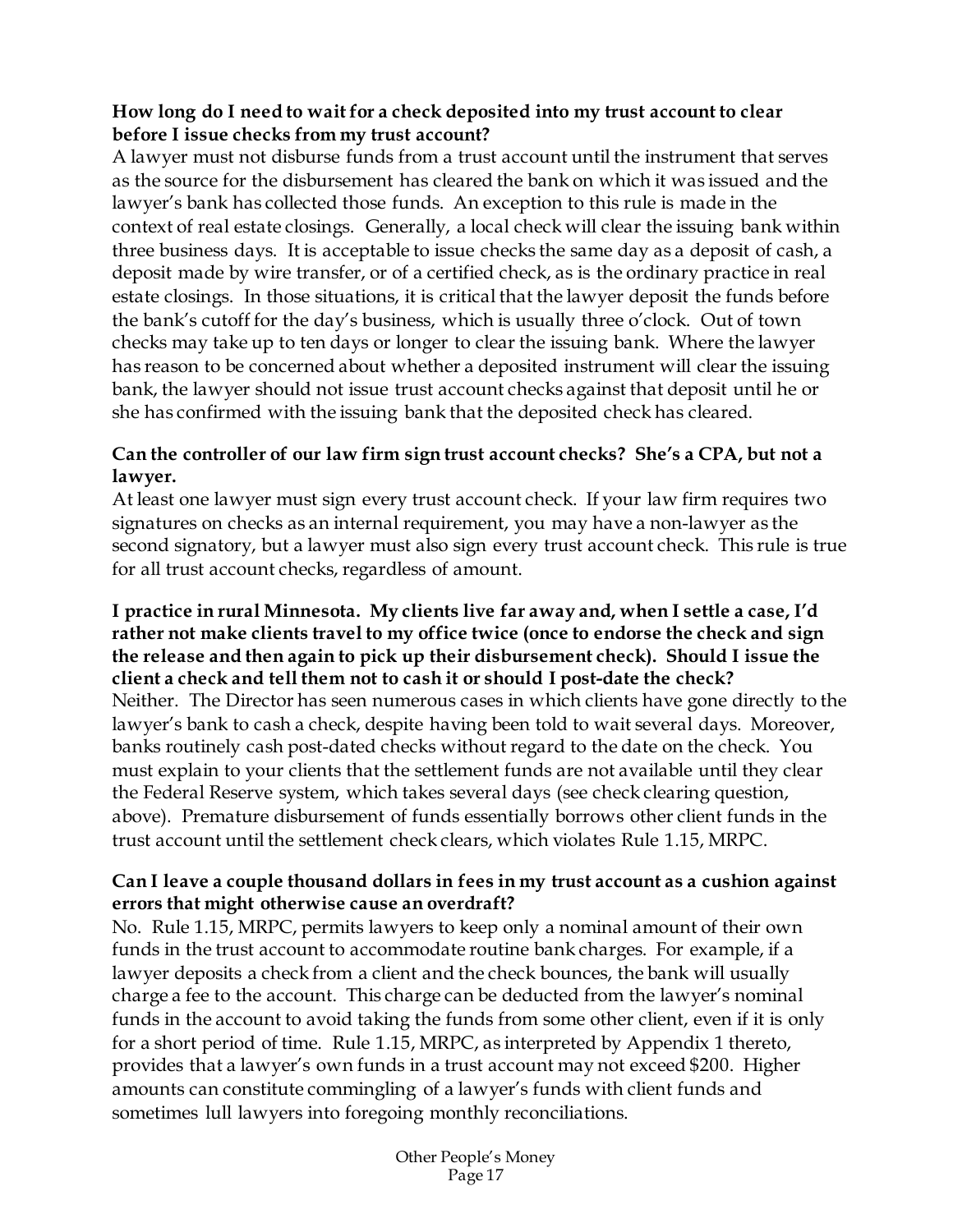**How long do I need to wait for a check deposited into my trust account to clear before I issue checks from my trust account?**

A lawyer must not disburse funds from a trust account until the instrument that serves as the source for the disbursement has cleared the bank on which it was issued and the lawyer's bank has collected those funds. An exception to this rule is made in the context of real estate closings. Generally, a local check will clear the issuing bank within three business days. It is acceptable to issue checks the same day as a deposit of cash, a deposit made by wire transfer, or of a certified check, as is the ordinary practice in real estate closings. In those situations, it is critical that the lawyer deposit the funds before the bank's cutoff for the day's business, which is usually three o'clock. Out of town checks may take up to ten days or longer to clear the issuing bank. Where the lawyer has reason to be concerned about whether a deposited instrument will clear the issuing bank, the lawyer should not issue trust account checks against that deposit until he or she has confirmed with the issuing bank that the deposited check has cleared.

**Can the controller of our law firm sign trust account checks? She's a CPA, but not a lawyer.**

At least one lawyer must sign every trust account check. If your law firm requires two signatures on checks as an internal requirement, you may have a non-lawyer as the second signatory, but a lawyer must also sign every trust account check. This rule is true for all trust account checks, regardless of amount.

**I practice in rural Minnesota. My clients live far away and, when I settle a case, I'd rather not make clients travel to my office twice (once to endorse the check and sign the release and then again to pick up their disbursement check). Should I issue the client a check and tell them not to cash it or should I post-date the check?**

Neither. The Director has seen numerous cases in which clients have gone directly to the lawyer's bank to cash a check, despite having been told to wait several days. Moreover, banks routinely cash post-dated checks without regard to the date on the check. You must explain to your clients that the settlement funds are not available until they clear the Federal Reserve system, which takes several days (see check clearing question, above). Premature disbursement of funds essentially borrows other client funds in the trust account until the settlement check clears, which violates Rule 1.15, MRPC.

**Can I leave a couple thousand dollars in fees in my trust account as a cushion against errors that might otherwise cause an overdraft?**

No. Rule 1.15, MRPC, permits lawyers to keep only a nominal amount of their own funds in the trust account to accommodate routine bank charges. For example, if a lawyer deposits a check from a client and the check bounces, the bank will usually charge a fee to the account. This charge can be deducted from the lawyer's nominal funds in the account to avoid taking the funds from some other client, even if it is only for a short period of time. Rule 1.15, MRPC, as interpreted by Appendix 1 thereto, provides that a lawyer's own funds in a trust account may not exceed $200. Higher amounts can constitute commingling of a lawyer's funds with client funds and sometimes lull lawyers into foregoing monthly reconciliations.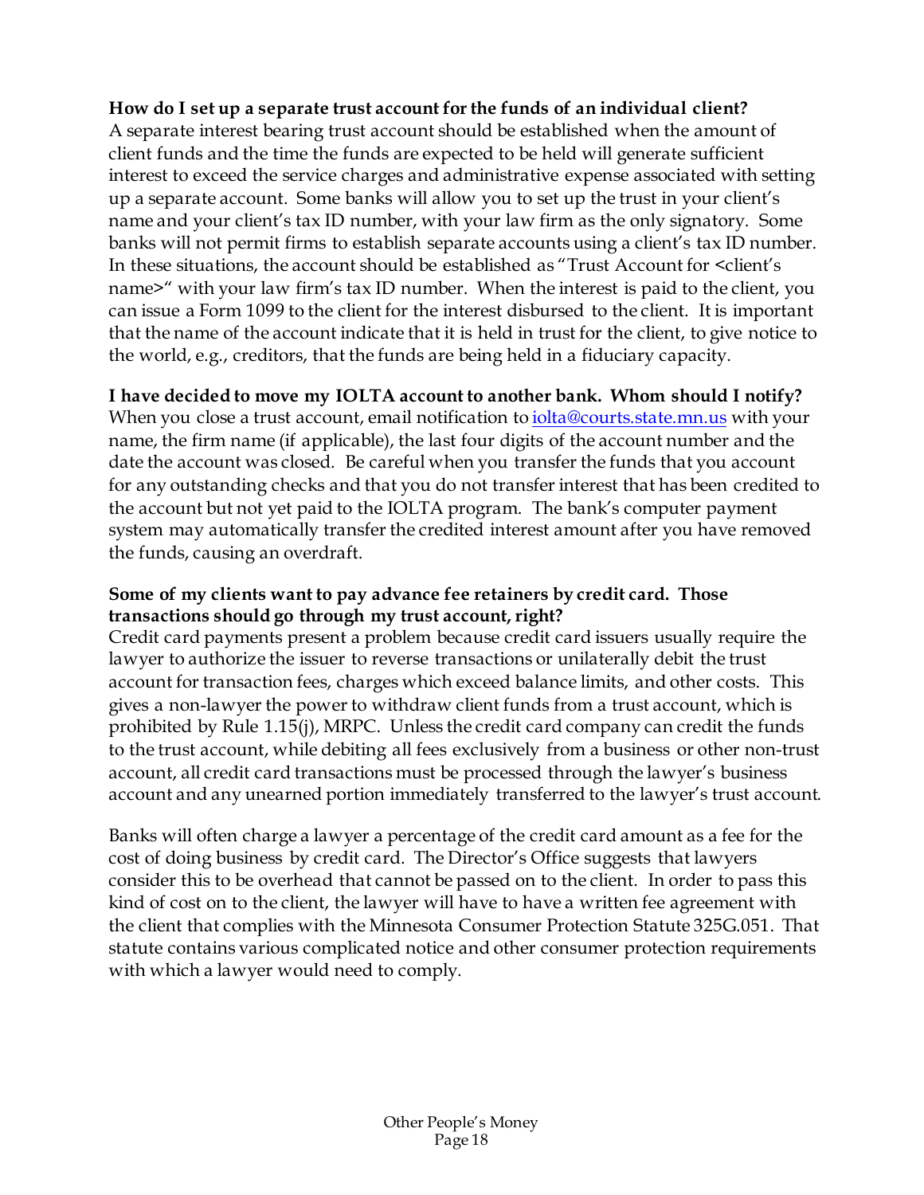**How do I set up a separate trust account for the funds of an individual client?**

A separate interest bearing trust account should be established when the amount of client funds and the time the funds are expected to be held will generate sufficient interest to exceed the service charges and administrative expense associated with setting up a separate account. Some banks will allow you to set up the trust in your client's name and your client's tax ID number, with your law firm as the only signatory. Some banks will not permit firms to establish separate accounts using a client's tax ID number. In these situations, the account should be established as "Trust Account for <client's name>" with your law firm's tax ID number. When the interest is paid to the client, you can issue a Form 1099 to the client for the interest disbursed to the client. It is important that the name of the account indicate that it is held in trust for the client, to give notice to the world, e.g., creditors, that the funds are being held in a fiduciary capacity.

**I have decided to move my IOLTA account to another bank. Whom should I notify?**

When you close a trust account, email notification to iolta@courts.state.mn.us with your name, the firm name (if applicable), the last four digits of the account number and the date the account was closed. Be careful when you transfer the funds that you account for any outstanding checks and that you do not transfer interest that has been credited to the account but not yet paid to the IOLTA program. The bank's computer payment system may automatically transfer the credited interest amount after you have removed the funds, causing an overdraft.

**Some of my clients want to pay advance fee retainers by credit card. Those transactions should go through my trust account, right?**

Credit card payments present a problem because credit card issuers usually require the lawyer to authorize the issuer to reverse transactions or unilaterally debit the trust account for transaction fees, charges which exceed balance limits, and other costs. This gives a non-lawyer the power to withdraw client funds from a trust account, which is prohibited by Rule 1.15(j), MRPC. Unless the credit card company can credit the funds to the trust account, while debiting all fees exclusively from a business or other non-trust account, all credit card transactions must be processed through the lawyer's business account and any unearned portion immediately transferred to the lawyer's trust account.

Banks will often charge a lawyer a percentage of the credit card amount as a fee for the cost of doing business by credit card. The Director's Office suggests that lawyers consider this to be overhead that cannot be passed on to the client. In order to pass this kind of cost on to the client, the lawyer will have to have a written fee agreement with the client that complies with the Minnesota Consumer Protection Statute 325G.051. That statute contains various complicated notice and other consumer protection requirements with which a lawyer would need to comply.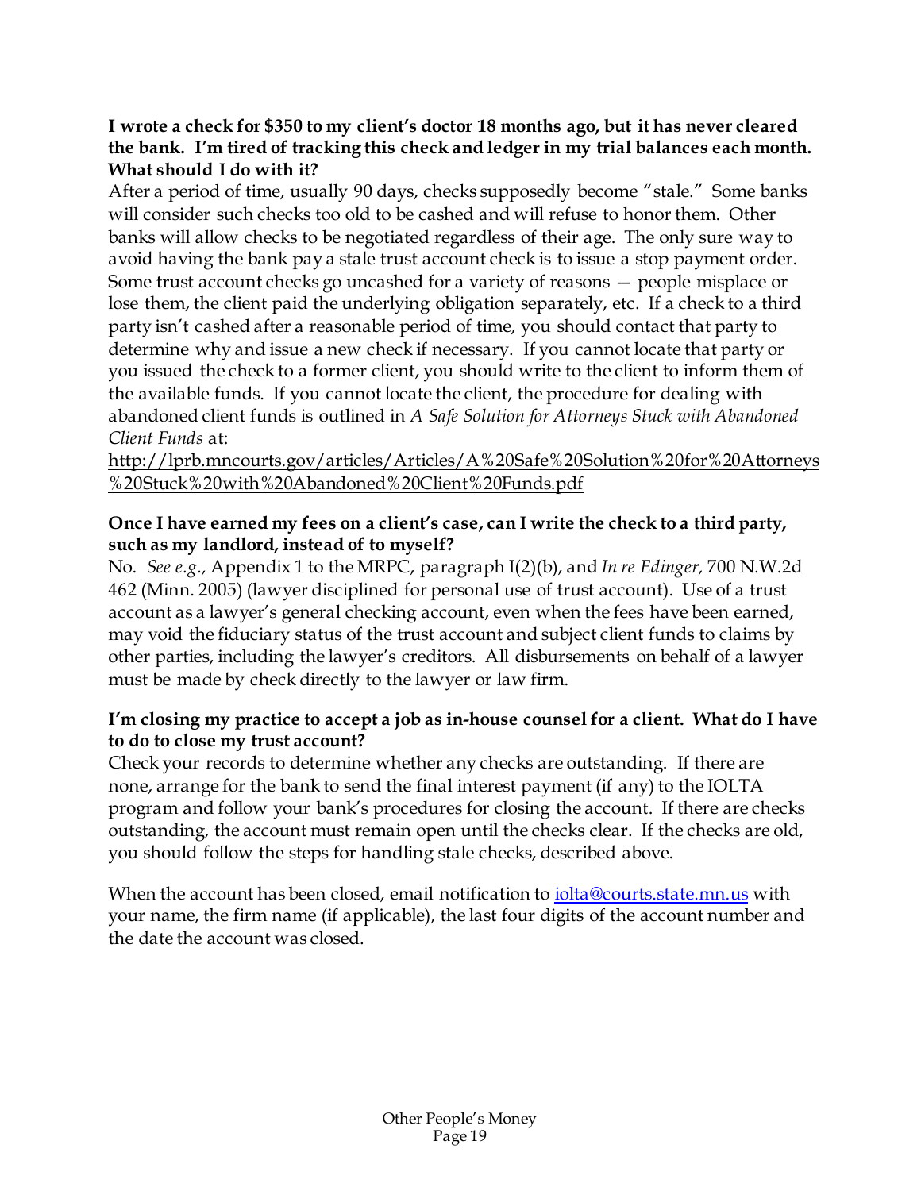**I wrote a check for $350 to my client's doctor 18 months ago, but it has never cleared the bank. I'm tired of tracking this check and ledger in my trial balances each month. What should I do with it?**

After a period of time, usually 90 days, checks supposedly become "stale." Some banks will consider such checks too old to be cashed and will refuse to honor them. Other banks will allow checks to be negotiated regardless of their age. The only sure way to avoid having the bank pay a stale trust account check is to issue a stop payment order. Some trust account checks go uncashed for a variety of reasons — people misplace or lose them, the client paid the underlying obligation separately, etc. If a check to a third party isn't cashed after a reasonable period of time, you should contact that party to determine why and issue a new check if necessary. If you cannot locate that party or you issued the check to a former client, you should write to the client to inform them of the available funds. If you cannot locate the client, the procedure for dealing with abandoned client funds is outlined in *A Safe Solution for Attorneys Stuck with Abandoned Client Funds* at:

http://lprb.mncourts.gov/articles/Articles/A%20Safe%20Solution%20for%20Attorneys%20Stuck%20with%20Abandoned%20Client%20Funds.pdf

**Once I have earned my fees on a client's case, can I write the check to a third party, such as my landlord, instead of to myself?**

No. *See e.g.,* Appendix 1 to the MRPC, paragraph I(2)(b), and *In re Edinger,* 700 N.W.2d 462 (Minn. 2005) (lawyer disciplined for personal use of trust account). Use of a trust account as a lawyer's general checking account, even when the fees have been earned, may void the fiduciary status of the trust account and subject client funds to claims by other parties, including the lawyer's creditors. All disbursements on behalf of a lawyer must be made by check directly to the lawyer or law firm.

**I'm closing my practice to accept a job as in-house counsel for a client. What do I have to do to close my trust account?**

Check your records to determine whether any checks are outstanding. If there are none, arrange for the bank to send the final interest payment (if any) to the IOLTA program and follow your bank's procedures for closing the account. If there are checks outstanding, the account must remain open until the checks clear. If the checks are old, you should follow the steps for handling stale checks, described above.

When the account has been closed, email notification to iolta@courts.state.mn.us with your name, the firm name (if applicable), the last four digits of the account number and the date the account was closed.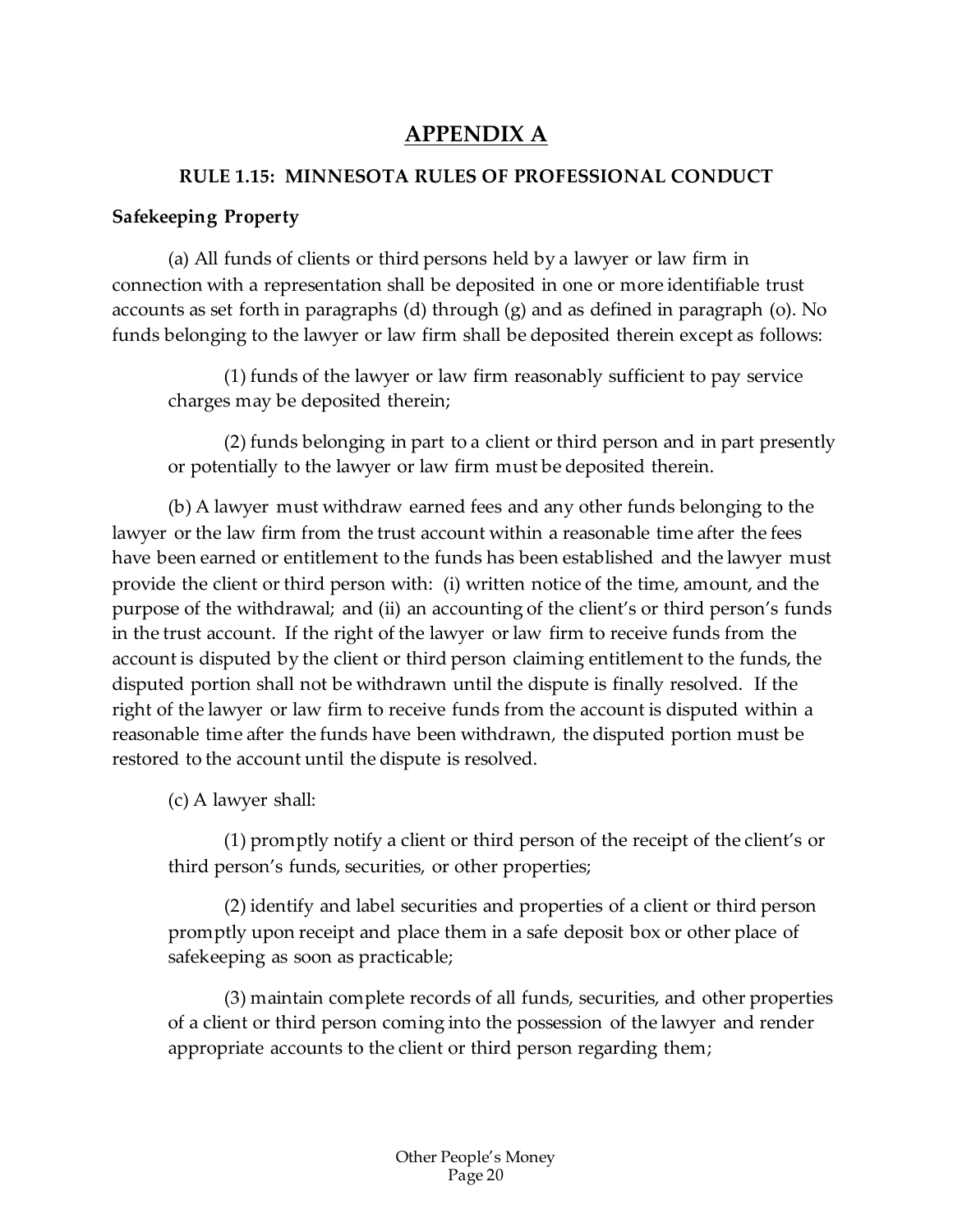# APPENDIX A

## RULE 1.15: MINNESOTA RULES OF PROFESSIONAL CONDUCT

**Safekeeping Property**

(a) All funds of clients or third persons held by a lawyer or law firm in connection with a representation shall be deposited in one or more identifiable trust accounts as set forth in paragraphs (d) through (g) and as defined in paragraph (o). No funds belonging to the lawyer or law firm shall be deposited therein except as follows:

> (1) funds of the lawyer or law firm reasonably sufficient to pay service charges may be deposited therein;
>
> (2) funds belonging in part to a client or third person and in part presently or potentially to the lawyer or law firm must be deposited therein.

(b) A lawyer must withdraw earned fees and any other funds belonging to the lawyer or the law firm from the trust account within a reasonable time after the fees have been earned or entitlement to the funds has been established and the lawyer must provide the client or third person with: (i) written notice of the time, amount, and the purpose of the withdrawal; and (ii) an accounting of the client's or third person's funds in the trust account. If the right of the lawyer or law firm to receive funds from the account is disputed by the client or third person claiming entitlement to the funds, the disputed portion shall not be withdrawn until the dispute is finally resolved. If the right of the lawyer or law firm to receive funds from the account is disputed within a reasonable time after the funds have been withdrawn, the disputed portion must be restored to the account until the dispute is resolved.

(c) A lawyer shall:

> (1) promptly notify a client or third person of the receipt of the client's or third person's funds, securities, or other properties;
>
> (2) identify and label securities and properties of a client or third person promptly upon receipt and place them in a safe deposit box or other place of safekeeping as soon as practicable;
>
> (3) maintain complete records of all funds, securities, and other properties of a client or third person coming into the possession of the lawyer and render appropriate accounts to the client or third person regarding them;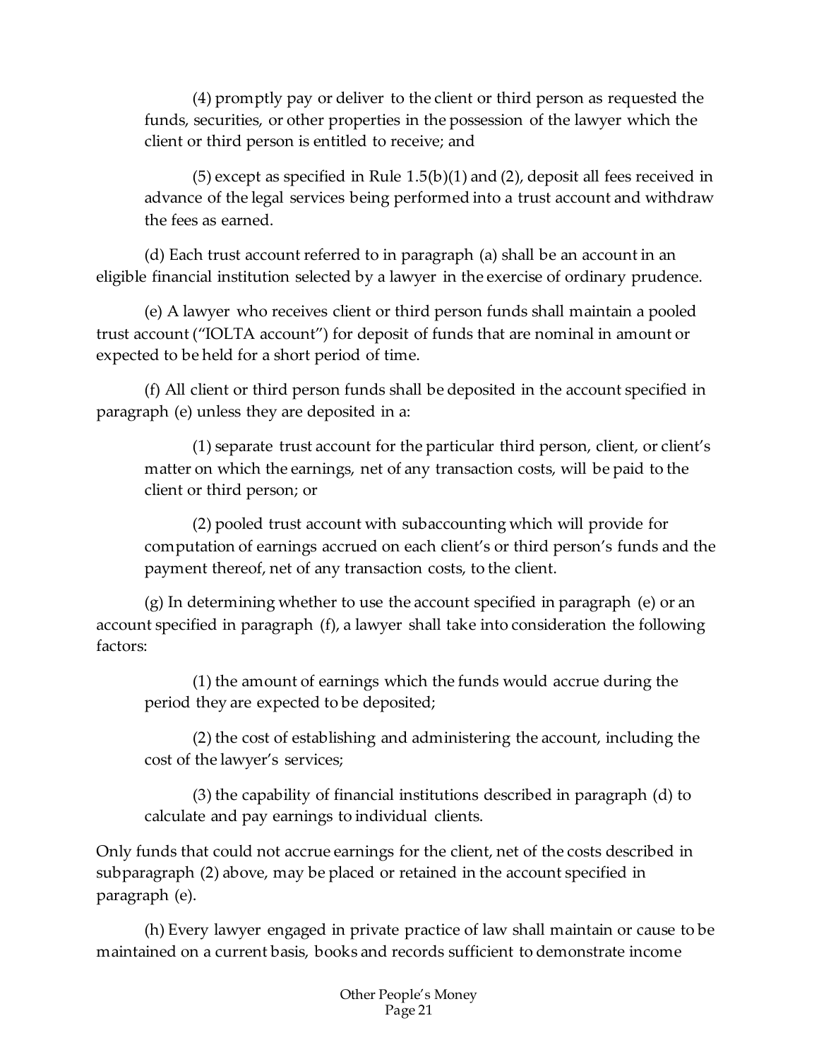(4) promptly pay or deliver to the client or third person as requested the funds, securities, or other properties in the possession of the lawyer which the client or third person is entitled to receive; and

(5) except as specified in Rule 1.5(b)(1) and (2), deposit all fees received in advance of the legal services being performed into a trust account and withdraw the fees as earned.

(d) Each trust account referred to in paragraph (a) shall be an account in an eligible financial institution selected by a lawyer in the exercise of ordinary prudence.

(e) A lawyer who receives client or third person funds shall maintain a pooled trust account ("IOLTA account") for deposit of funds that are nominal in amount or expected to be held for a short period of time.

(f) All client or third person funds shall be deposited in the account specified in paragraph (e) unless they are deposited in a:

(1) separate trust account for the particular third person, client, or client's matter on which the earnings, net of any transaction costs, will be paid to the client or third person; or

(2) pooled trust account with subaccounting which will provide for computation of earnings accrued on each client's or third person's funds and the payment thereof, net of any transaction costs, to the client.

(g) In determining whether to use the account specified in paragraph (e) or an account specified in paragraph (f), a lawyer shall take into consideration the following factors:

(1) the amount of earnings which the funds would accrue during the period they are expected to be deposited;

(2) the cost of establishing and administering the account, including the cost of the lawyer's services;

(3) the capability of financial institutions described in paragraph (d) to calculate and pay earnings to individual clients.

Only funds that could not accrue earnings for the client, net of the costs described in subparagraph (2) above, may be placed or retained in the account specified in paragraph (e).

(h) Every lawyer engaged in private practice of law shall maintain or cause to be maintained on a current basis, books and records sufficient to demonstrate income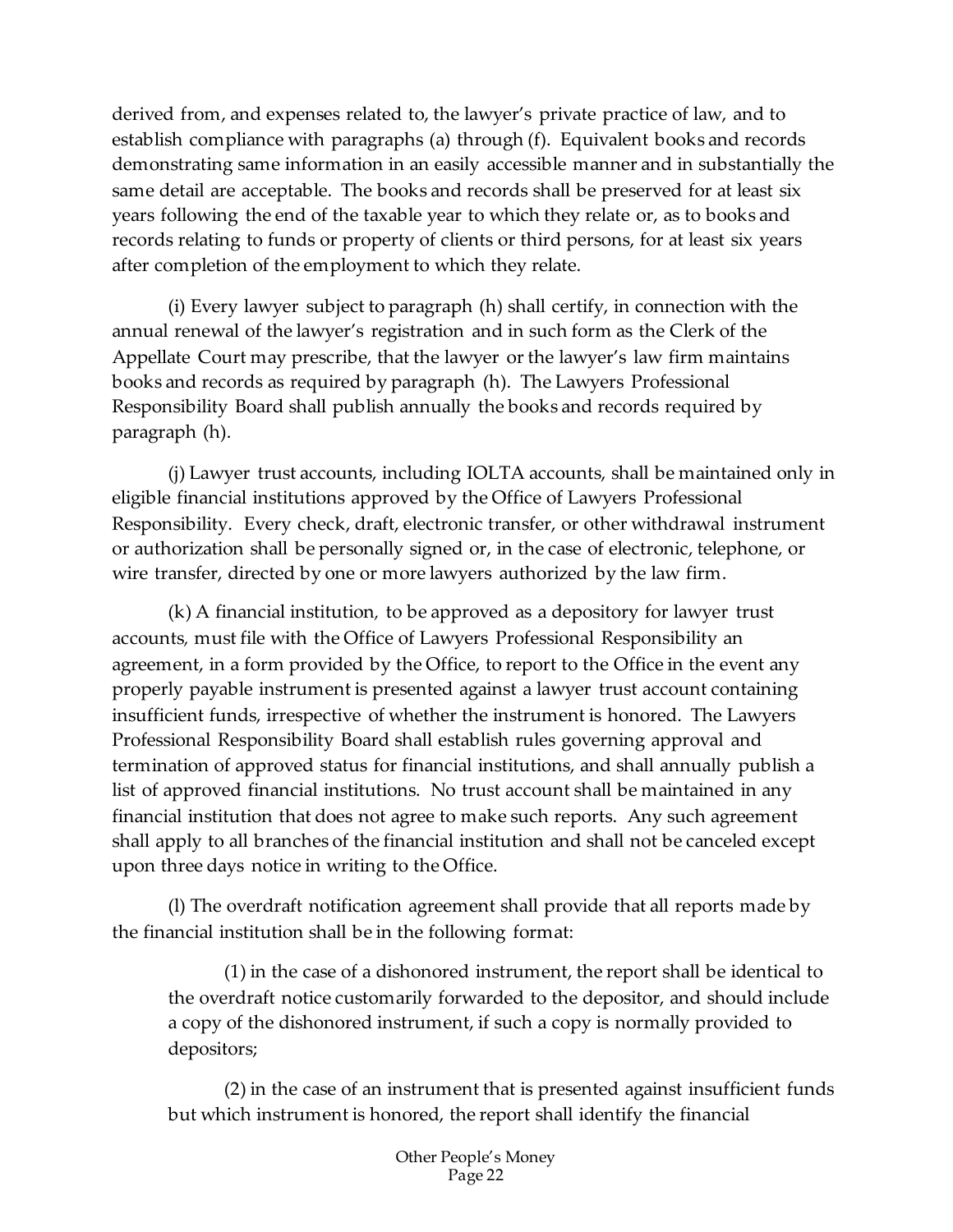derived from, and expenses related to, the lawyer's private practice of law, and to establish compliance with paragraphs (a) through (f). Equivalent books and records demonstrating same information in an easily accessible manner and in substantially the same detail are acceptable. The books and records shall be preserved for at least six years following the end of the taxable year to which they relate or, as to books and records relating to funds or property of clients or third persons, for at least six years after completion of the employment to which they relate.

(i) Every lawyer subject to paragraph (h) shall certify, in connection with the annual renewal of the lawyer's registration and in such form as the Clerk of the Appellate Court may prescribe, that the lawyer or the lawyer's law firm maintains books and records as required by paragraph (h). The Lawyers Professional Responsibility Board shall publish annually the books and records required by paragraph (h).

(j) Lawyer trust accounts, including IOLTA accounts, shall be maintained only in eligible financial institutions approved by the Office of Lawyers Professional Responsibility. Every check, draft, electronic transfer, or other withdrawal instrument or authorization shall be personally signed or, in the case of electronic, telephone, or wire transfer, directed by one or more lawyers authorized by the law firm.

(k) A financial institution, to be approved as a depository for lawyer trust accounts, must file with the Office of Lawyers Professional Responsibility an agreement, in a form provided by the Office, to report to the Office in the event any properly payable instrument is presented against a lawyer trust account containing insufficient funds, irrespective of whether the instrument is honored. The Lawyers Professional Responsibility Board shall establish rules governing approval and termination of approved status for financial institutions, and shall annually publish a list of approved financial institutions. No trust account shall be maintained in any financial institution that does not agree to make such reports. Any such agreement shall apply to all branches of the financial institution and shall not be canceled except upon three days notice in writing to the Office.

(l) The overdraft notification agreement shall provide that all reports made by the financial institution shall be in the following format:

> (1) in the case of a dishonored instrument, the report shall be identical to the overdraft notice customarily forwarded to the depositor, and should include a copy of the dishonored instrument, if such a copy is normally provided to depositors;
>
> (2) in the case of an instrument that is presented against insufficient funds but which instrument is honored, the report shall identify the financial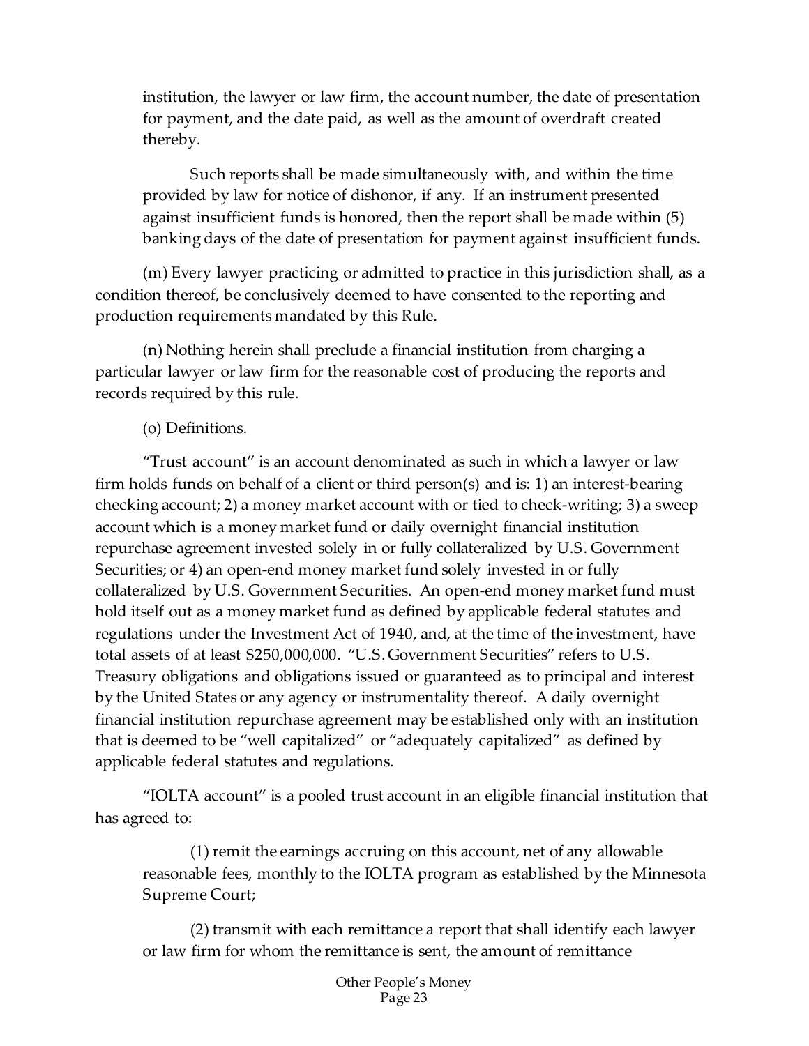institution, the lawyer or law firm, the account number, the date of presentation for payment, and the date paid, as well as the amount of overdraft created thereby.

Such reports shall be made simultaneously with, and within the time provided by law for notice of dishonor, if any. If an instrument presented against insufficient funds is honored, then the report shall be made within (5) banking days of the date of presentation for payment against insufficient funds.

(m) Every lawyer practicing or admitted to practice in this jurisdiction shall, as a condition thereof, be conclusively deemed to have consented to the reporting and production requirements mandated by this Rule.

(n) Nothing herein shall preclude a financial institution from charging a particular lawyer or law firm for the reasonable cost of producing the reports and records required by this rule.

(o) Definitions.

"Trust account" is an account denominated as such in which a lawyer or law firm holds funds on behalf of a client or third person(s) and is: 1) an interest-bearing checking account; 2) a money market account with or tied to check-writing; 3) a sweep account which is a money market fund or daily overnight financial institution repurchase agreement invested solely in or fully collateralized by U.S. Government Securities; or 4) an open-end money market fund solely invested in or fully collateralized by U.S. Government Securities. An open-end money market fund must hold itself out as a money market fund as defined by applicable federal statutes and regulations under the Investment Act of 1940, and, at the time of the investment, have total assets of at least $250,000,000. "U.S. Government Securities" refers to U.S. Treasury obligations and obligations issued or guaranteed as to principal and interest by the United States or any agency or instrumentality thereof. A daily overnight financial institution repurchase agreement may be established only with an institution that is deemed to be "well capitalized" or "adequately capitalized" as defined by applicable federal statutes and regulations.

"IOLTA account" is a pooled trust account in an eligible financial institution that has agreed to:

(1) remit the earnings accruing on this account, net of any allowable reasonable fees, monthly to the IOLTA program as established by the Minnesota Supreme Court;

(2) transmit with each remittance a report that shall identify each lawyer or law firm for whom the remittance is sent, the amount of remittance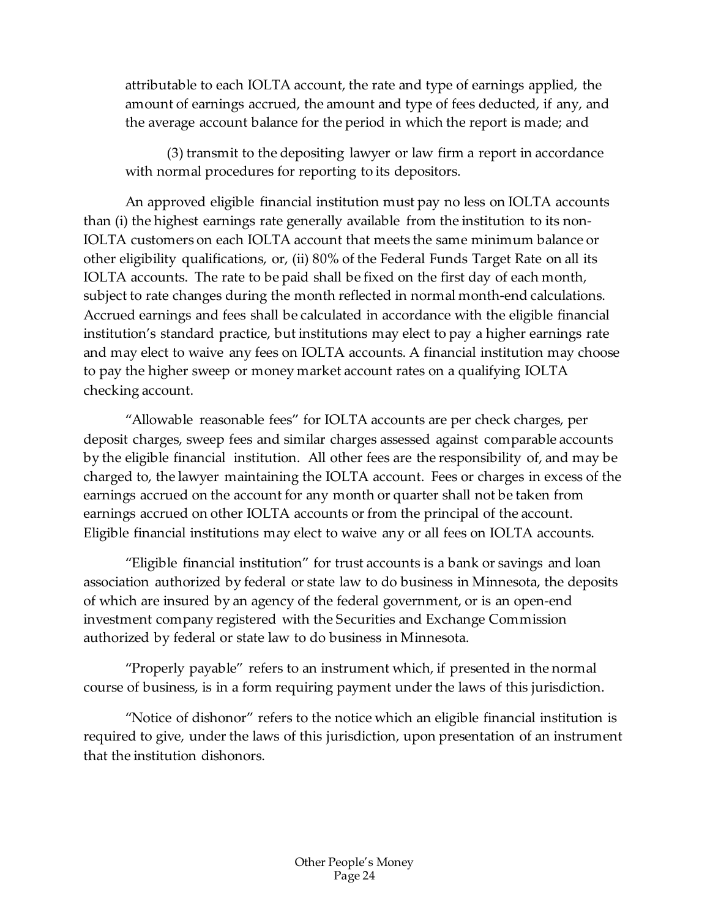attributable to each IOLTA account, the rate and type of earnings applied, the amount of earnings accrued, the amount and type of fees deducted, if any, and the average account balance for the period in which the report is made; and

(3) transmit to the depositing lawyer or law firm a report in accordance with normal procedures for reporting to its depositors.

An approved eligible financial institution must pay no less on IOLTA accounts than (i) the highest earnings rate generally available from the institution to its non-IOLTA customers on each IOLTA account that meets the same minimum balance or other eligibility qualifications, or, (ii) 80% of the Federal Funds Target Rate on all its IOLTA accounts. The rate to be paid shall be fixed on the first day of each month, subject to rate changes during the month reflected in normal month-end calculations. Accrued earnings and fees shall be calculated in accordance with the eligible financial institution's standard practice, but institutions may elect to pay a higher earnings rate and may elect to waive any fees on IOLTA accounts. A financial institution may choose to pay the higher sweep or money market account rates on a qualifying IOLTA checking account.

"Allowable reasonable fees" for IOLTA accounts are per check charges, per deposit charges, sweep fees and similar charges assessed against comparable accounts by the eligible financial institution. All other fees are the responsibility of, and may be charged to, the lawyer maintaining the IOLTA account. Fees or charges in excess of the earnings accrued on the account for any month or quarter shall not be taken from earnings accrued on other IOLTA accounts or from the principal of the account. Eligible financial institutions may elect to waive any or all fees on IOLTA accounts.

"Eligible financial institution" for trust accounts is a bank or savings and loan association authorized by federal or state law to do business in Minnesota, the deposits of which are insured by an agency of the federal government, or is an open-end investment company registered with the Securities and Exchange Commission authorized by federal or state law to do business in Minnesota.

"Properly payable" refers to an instrument which, if presented in the normal course of business, is in a form requiring payment under the laws of this jurisdiction.

"Notice of dishonor" refers to the notice which an eligible financial institution is required to give, under the laws of this jurisdiction, upon presentation of an instrument that the institution dishonors.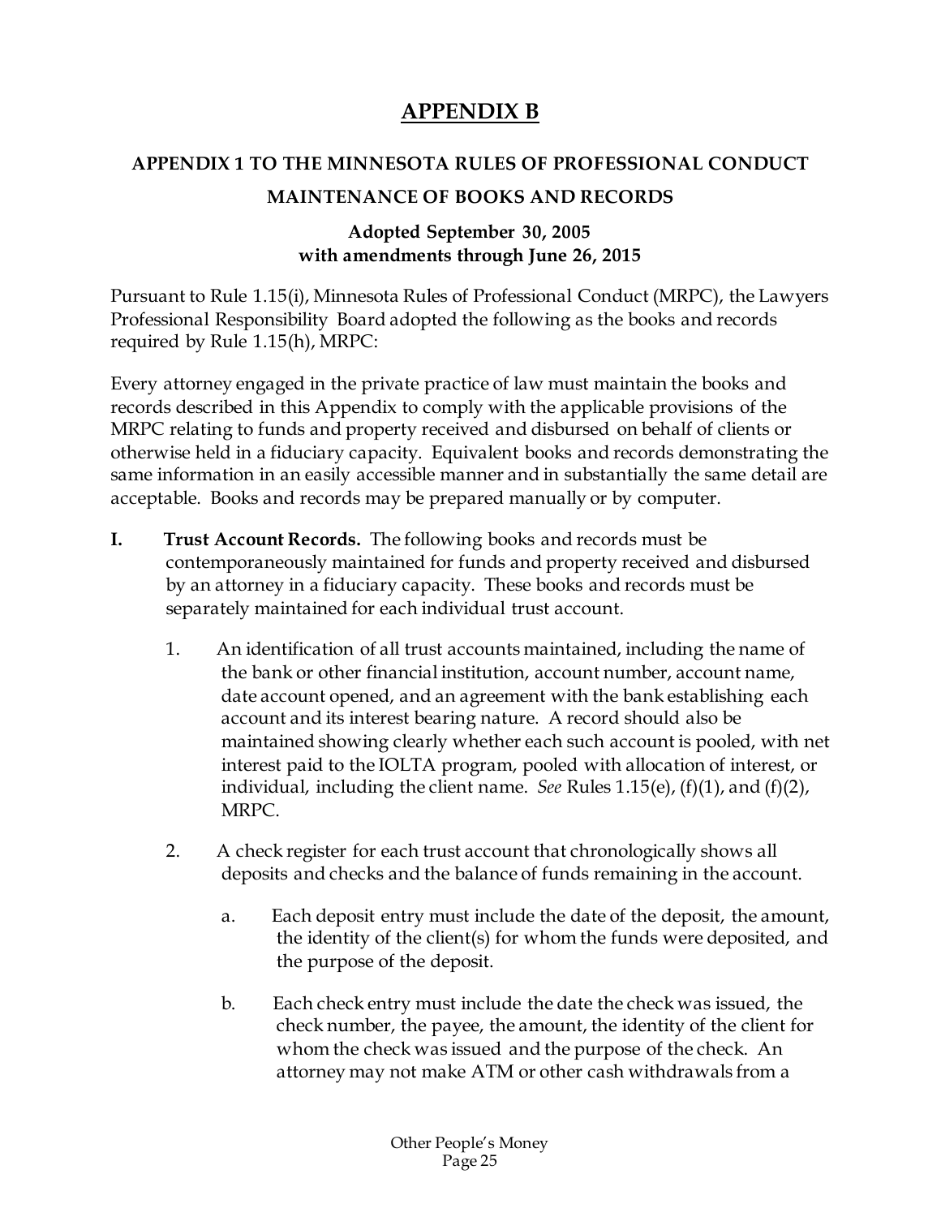# APPENDIX B

## APPENDIX 1 TO THE MINNESOTA RULES OF PROFESSIONAL CONDUCT

## MAINTENANCE OF BOOKS AND RECORDS

**Adopted September 30, 2005**
**with amendments through June 26, 2015**

Pursuant to Rule 1.15(i), Minnesota Rules of Professional Conduct (MRPC), the Lawyers Professional Responsibility Board adopted the following as the books and records required by Rule 1.15(h), MRPC:

Every attorney engaged in the private practice of law must maintain the books and records described in this Appendix to comply with the applicable provisions of the MRPC relating to funds and property received and disbursed on behalf of clients or otherwise held in a fiduciary capacity. Equivalent books and records demonstrating the same information in an easily accessible manner and in substantially the same detail are acceptable. Books and records may be prepared manually or by computer.

**I. Trust Account Records.** The following books and records must be contemporaneously maintained for funds and property received and disbursed by an attorney in a fiduciary capacity. These books and records must be separately maintained for each individual trust account.

1. An identification of all trust accounts maintained, including the name of the bank or other financial institution, account number, account name, date account opened, and an agreement with the bank establishing each account and its interest bearing nature. A record should also be maintained showing clearly whether each such account is pooled, with net interest paid to the IOLTA program, pooled with allocation of interest, or individual, including the client name. *See* Rules 1.15(e), (f)(1), and (f)(2), MRPC.

2. A check register for each trust account that chronologically shows all deposits and checks and the balance of funds remaining in the account.

   a. Each deposit entry must include the date of the deposit, the amount, the identity of the client(s) for whom the funds were deposited, and the purpose of the deposit.

   b. Each check entry must include the date the check was issued, the check number, the payee, the amount, the identity of the client for whom the check was issued and the purpose of the check. An attorney may not make ATM or other cash withdrawals from a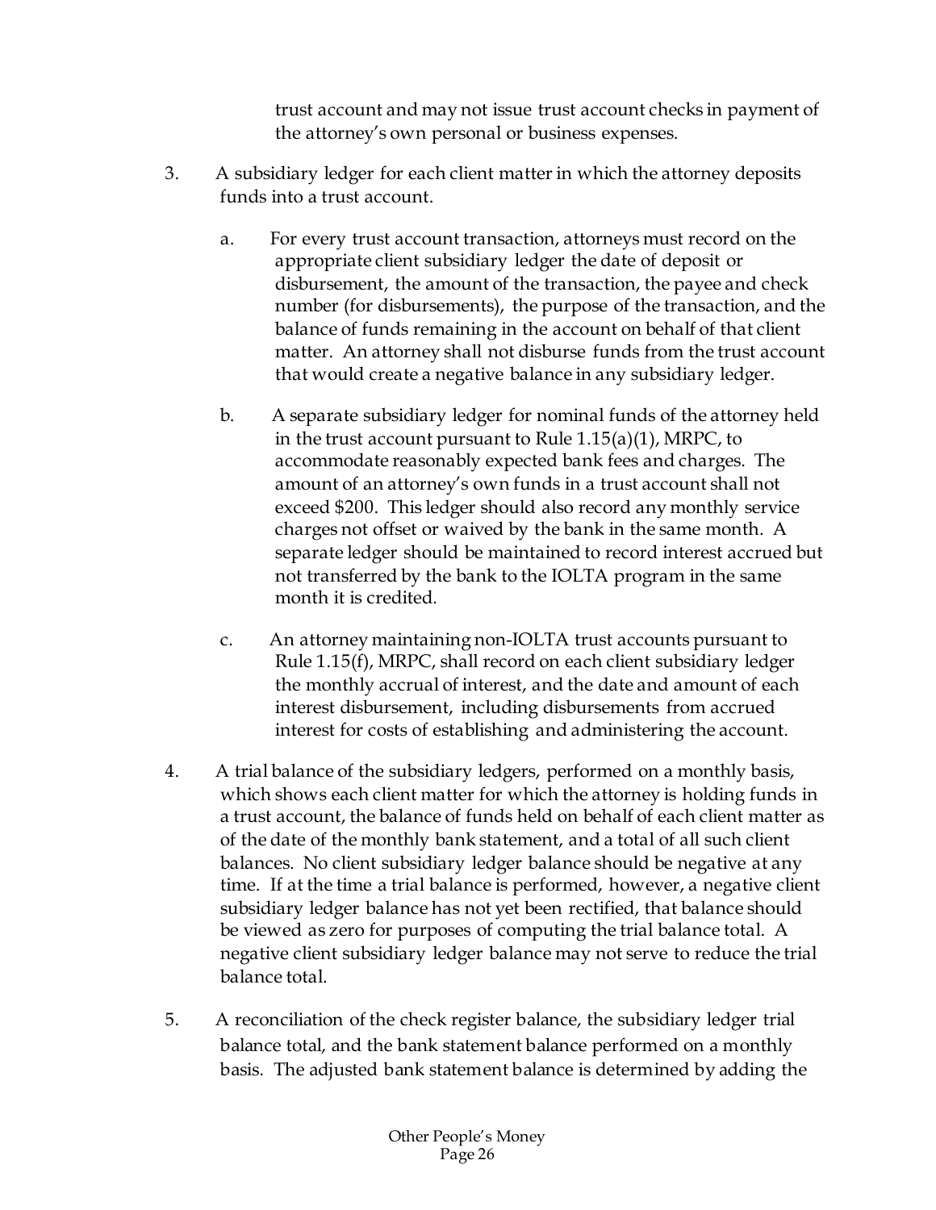trust account and may not issue trust account checks in payment of the attorney's own personal or business expenses.

3. A subsidiary ledger for each client matter in which the attorney deposits funds into a trust account.

   a. For every trust account transaction, attorneys must record on the appropriate client subsidiary ledger the date of deposit or disbursement, the amount of the transaction, the payee and check number (for disbursements), the purpose of the transaction, and the balance of funds remaining in the account on behalf of that client matter. An attorney shall not disburse funds from the trust account that would create a negative balance in any subsidiary ledger.

   b. A separate subsidiary ledger for nominal funds of the attorney held in the trust account pursuant to Rule 1.15(a)(1), MRPC, to accommodate reasonably expected bank fees and charges. The amount of an attorney's own funds in a trust account shall not exceed $200. This ledger should also record any monthly service charges not offset or waived by the bank in the same month. A separate ledger should be maintained to record interest accrued but not transferred by the bank to the IOLTA program in the same month it is credited.

   c. An attorney maintaining non-IOLTA trust accounts pursuant to Rule 1.15(f), MRPC, shall record on each client subsidiary ledger the monthly accrual of interest, and the date and amount of each interest disbursement, including disbursements from accrued interest for costs of establishing and administering the account.

4. A trial balance of the subsidiary ledgers, performed on a monthly basis, which shows each client matter for which the attorney is holding funds in a trust account, the balance of funds held on behalf of each client matter as of the date of the monthly bank statement, and a total of all such client balances. No client subsidiary ledger balance should be negative at any time. If at the time a trial balance is performed, however, a negative client subsidiary ledger balance has not yet been rectified, that balance should be viewed as zero for purposes of computing the trial balance total. A negative client subsidiary ledger balance may not serve to reduce the trial balance total.

5. A reconciliation of the check register balance, the subsidiary ledger trial balance total, and the bank statement balance performed on a monthly basis. The adjusted bank statement balance is determined by adding the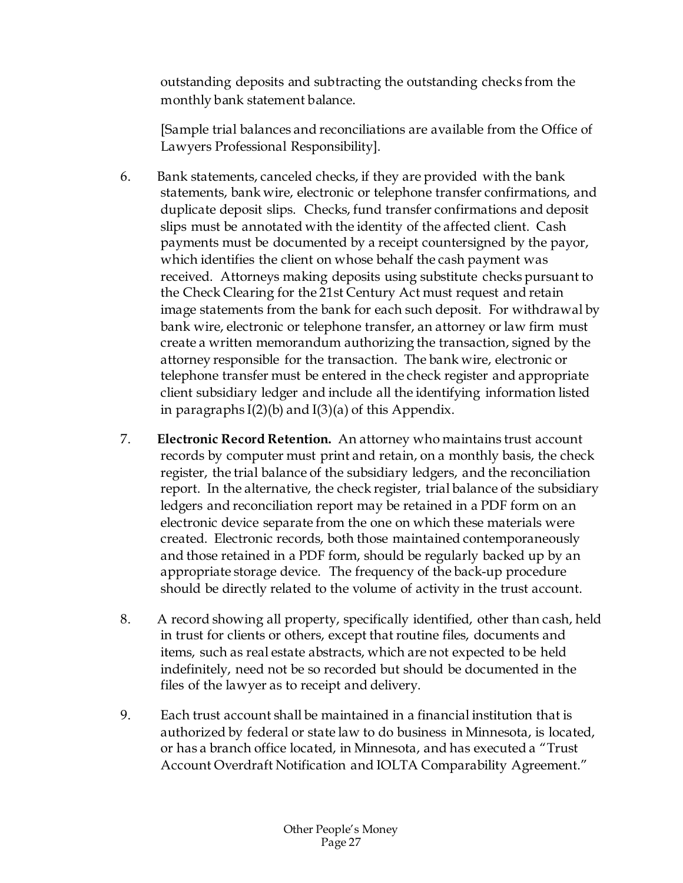outstanding deposits and subtracting the outstanding checks from the monthly bank statement balance.

[Sample trial balances and reconciliations are available from the Office of Lawyers Professional Responsibility].

6. Bank statements, canceled checks, if they are provided with the bank statements, bank wire, electronic or telephone transfer confirmations, and duplicate deposit slips. Checks, fund transfer confirmations and deposit slips must be annotated with the identity of the affected client. Cash payments must be documented by a receipt countersigned by the payor, which identifies the client on whose behalf the cash payment was received. Attorneys making deposits using substitute checks pursuant to the Check Clearing for the 21st Century Act must request and retain image statements from the bank for each such deposit. For withdrawal by bank wire, electronic or telephone transfer, an attorney or law firm must create a written memorandum authorizing the transaction, signed by the attorney responsible for the transaction. The bank wire, electronic or telephone transfer must be entered in the check register and appropriate client subsidiary ledger and include all the identifying information listed in paragraphs I(2)(b) and I(3)(a) of this Appendix.

7. **Electronic Record Retention.** An attorney who maintains trust account records by computer must print and retain, on a monthly basis, the check register, the trial balance of the subsidiary ledgers, and the reconciliation report. In the alternative, the check register, trial balance of the subsidiary ledgers and reconciliation report may be retained in a PDF form on an electronic device separate from the one on which these materials were created. Electronic records, both those maintained contemporaneously and those retained in a PDF form, should be regularly backed up by an appropriate storage device. The frequency of the back-up procedure should be directly related to the volume of activity in the trust account.

8. A record showing all property, specifically identified, other than cash, held in trust for clients or others, except that routine files, documents and items, such as real estate abstracts, which are not expected to be held indefinitely, need not be so recorded but should be documented in the files of the lawyer as to receipt and delivery.

9. Each trust account shall be maintained in a financial institution that is authorized by federal or state law to do business in Minnesota, is located, or has a branch office located, in Minnesota, and has executed a "Trust Account Overdraft Notification and IOLTA Comparability Agreement."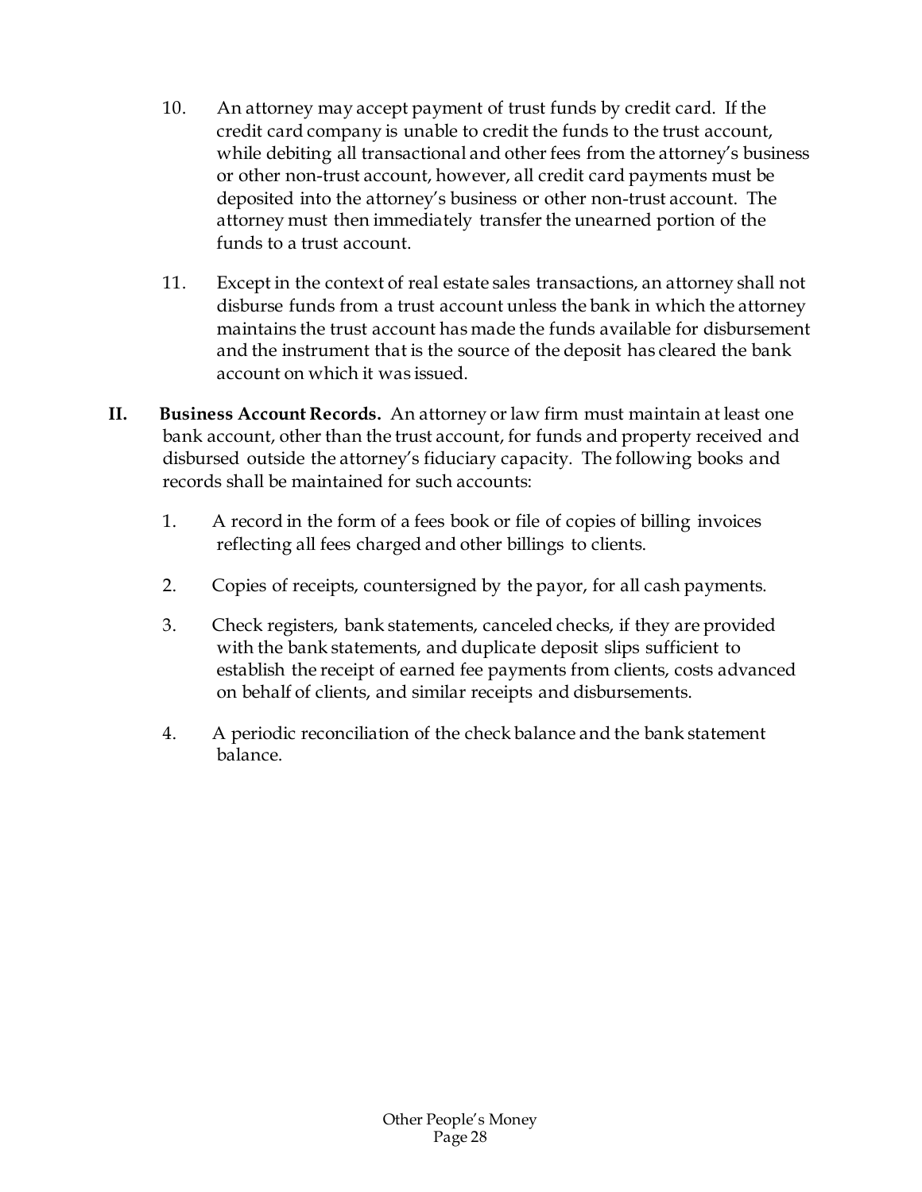10. An attorney may accept payment of trust funds by credit card. If the credit card company is unable to credit the funds to the trust account, while debiting all transactional and other fees from the attorney's business or other non-trust account, however, all credit card payments must be deposited into the attorney's business or other non-trust account. The attorney must then immediately transfer the unearned portion of the funds to a trust account.

11. Except in the context of real estate sales transactions, an attorney shall not disburse funds from a trust account unless the bank in which the attorney maintains the trust account has made the funds available for disbursement and the instrument that is the source of the deposit has cleared the bank account on which it was issued.

**II. Business Account Records.** An attorney or law firm must maintain at least one bank account, other than the trust account, for funds and property received and disbursed outside the attorney's fiduciary capacity. The following books and records shall be maintained for such accounts:

1. A record in the form of a fees book or file of copies of billing invoices reflecting all fees charged and other billings to clients.

2. Copies of receipts, countersigned by the payor, for all cash payments.

3. Check registers, bank statements, canceled checks, if they are provided with the bank statements, and duplicate deposit slips sufficient to establish the receipt of earned fee payments from clients, costs advanced on behalf of clients, and similar receipts and disbursements.

4. A periodic reconciliation of the check balance and the bank statement balance.